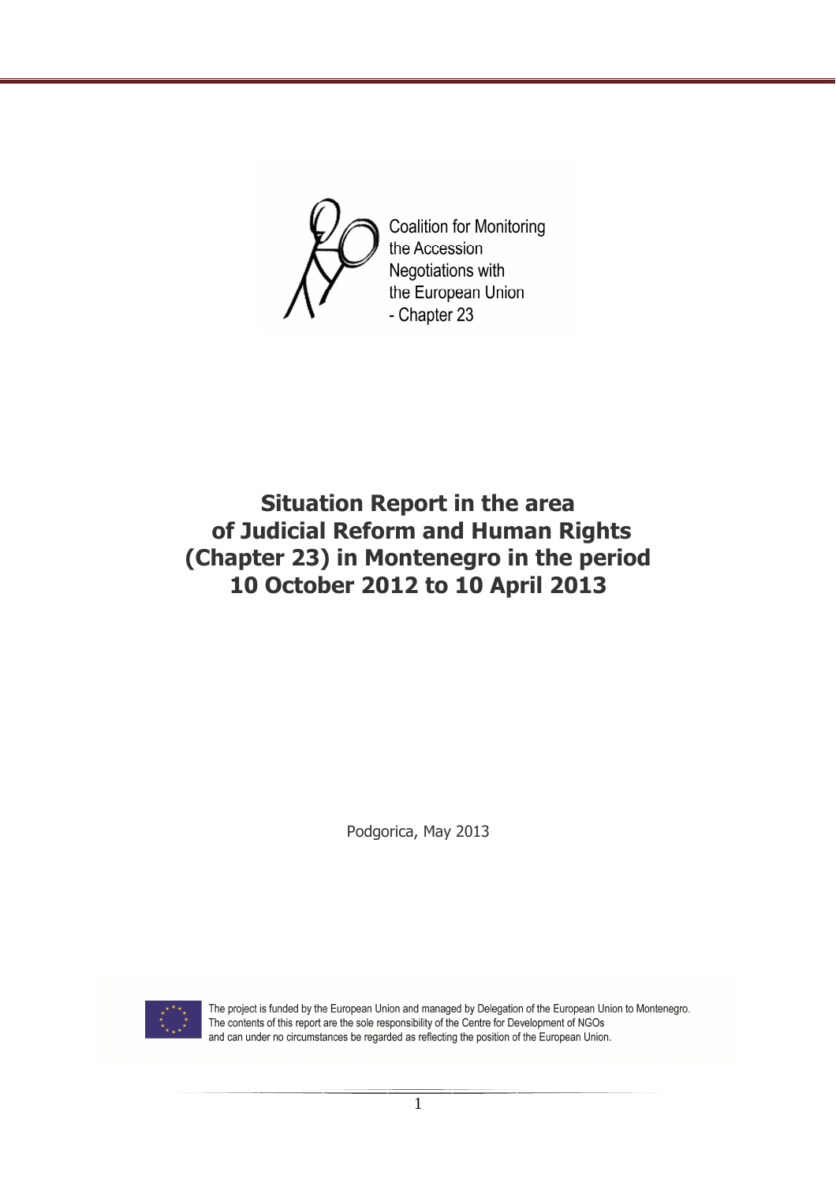Coalition for Monitoring the Accession Negotiations with the European Union - Chapter 23

# Situation Report in the area of Judicial Reform and Human Rights (Chapter 23) in Montenegro in the period 10 October 2012 to 10 April 2013

Podgorica, May 2013

The project is funded by the European Union and managed by Delegation of the European Union to Montenegro. The contents of this report are the sole responsibility of the Centre for Development of NGOs and can under no circumstances be regarded as reflecting the position of the European Union.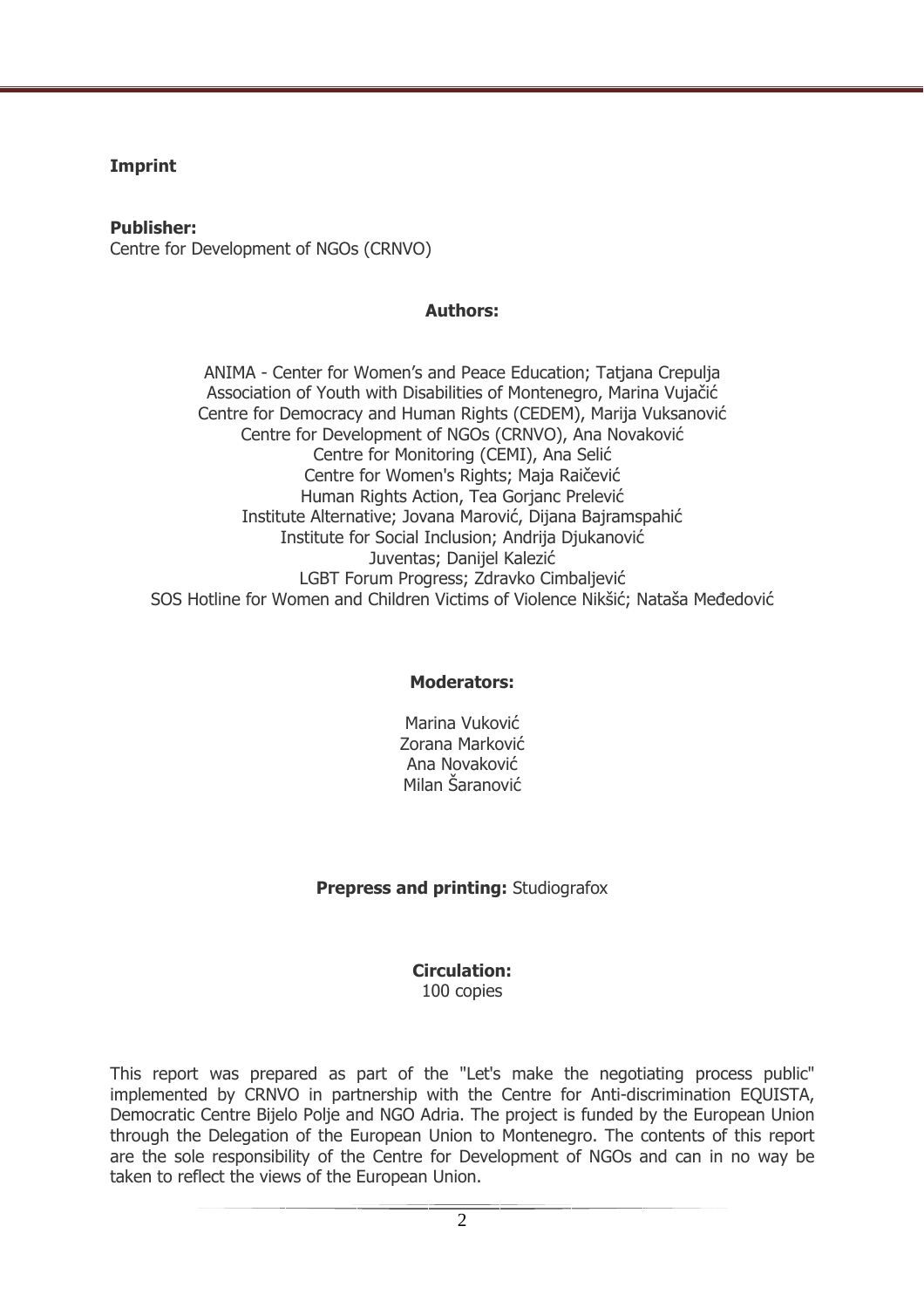**Imprint**

**Publisher:**
Centre for Development of NGOs (CRNVO)

**Authors:**

ANIMA - Center for Women's and Peace Education; Tatjana Crepulja
Association of Youth with Disabilities of Montenegro, Marina Vujačić
Centre for Democracy and Human Rights (CEDEM), Marija Vuksanović
Centre for Development of NGOs (CRNVO), Ana Novaković
Centre for Monitoring (CEMI), Ana Selić
Centre for Women's Rights; Maja Raičević
Human Rights Action, Tea Gorjanc Prelević
Institute Alternative; Jovana Marović, Dijana Bajramspahić
Institute for Social Inclusion; Andrija Djukanović
Juventas; Danijel Kalezić
LGBT Forum Progress; Zdravko Cimbaljević
SOS Hotline for Women and Children Victims of Violence Nikšić; Nataša Međedović

**Moderators:**

Marina Vuković
Zorana Marković
Ana Novaković
Milan Šaranović

**Prepress and printing:** Studiografox

**Circulation:**
100 copies

This report was prepared as part of the "Let's make the negotiating process public" implemented by CRNVO in partnership with the Centre for Anti-discrimination EQUISTA, Democratic Centre Bijelo Polje and NGO Adria. The project is funded by the European Union through the Delegation of the European Union to Montenegro. The contents of this report are the sole responsibility of the Centre for Development of NGOs and can in no way be taken to reflect the views of the European Union.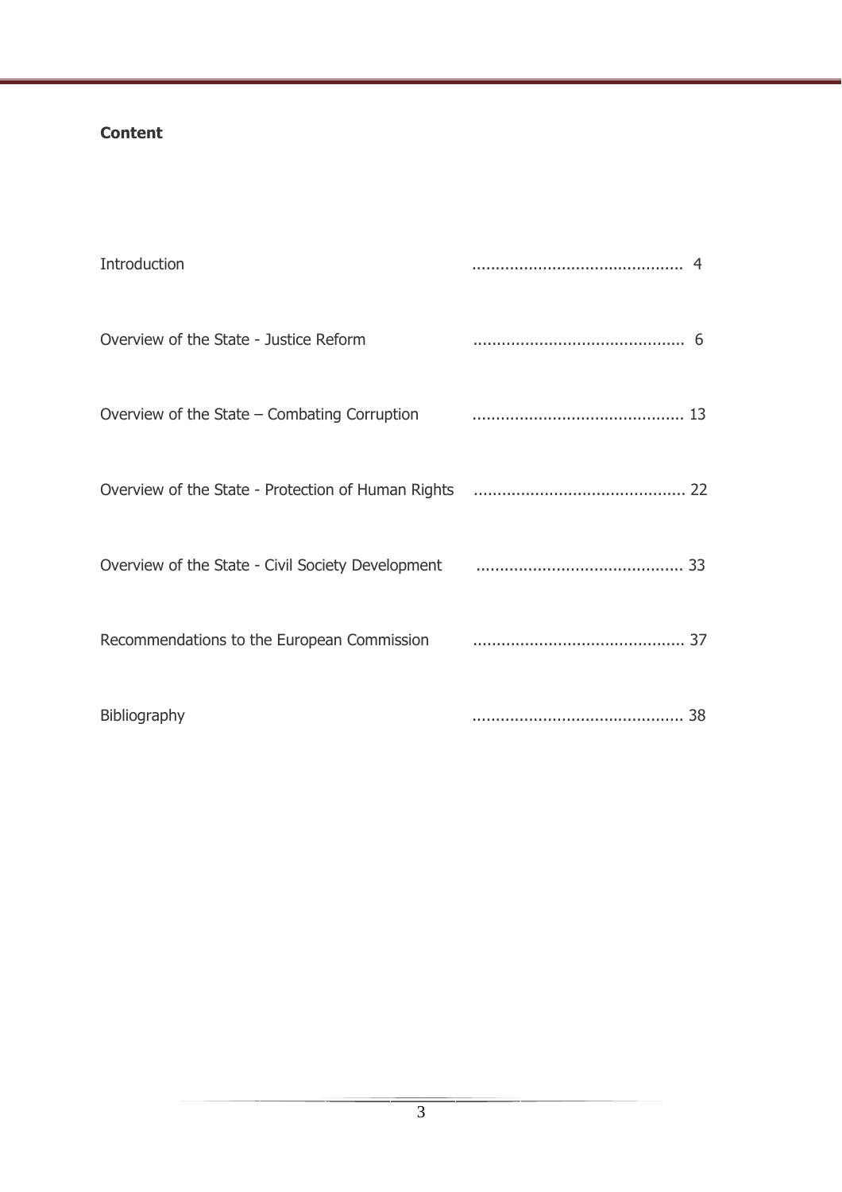**Content**

Introduction ............................................ 4

Overview of the State - Justice Reform ............................................ 6

Overview of the State – Combating Corruption ............................................ 13

Overview of the State - Protection of Human Rights ............................................ 22

Overview of the State - Civil Society Development ............................................ 33

Recommendations to the European Commission ............................................ 37

Bibliography ............................................ 38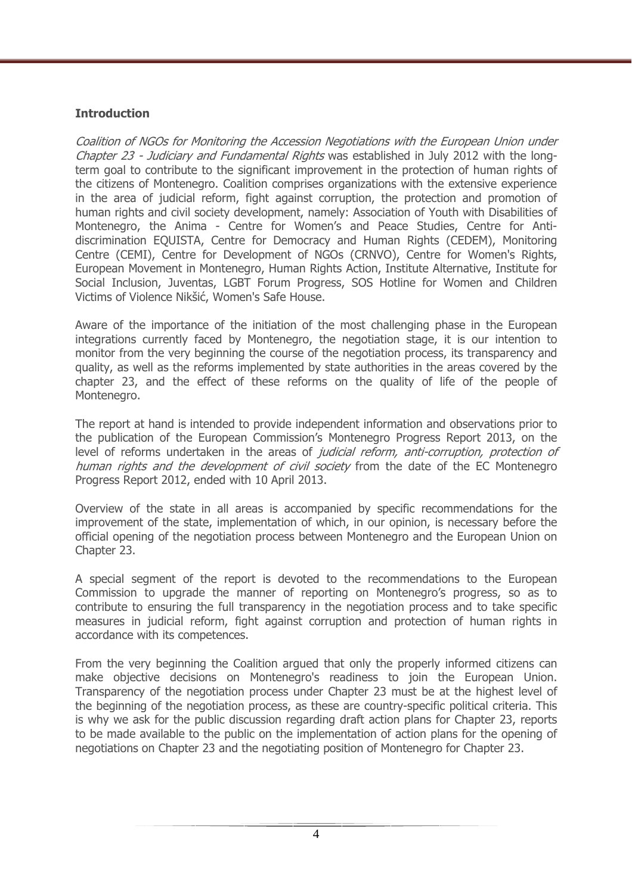**Introduction**

*Coalition of NGOs for Monitoring the Accession Negotiations with the European Union under Chapter 23 - Judiciary and Fundamental Rights* was established in July 2012 with the long-term goal to contribute to the significant improvement in the protection of human rights of the citizens of Montenegro. Coalition comprises organizations with the extensive experience in the area of judicial reform, fight against corruption, the protection and promotion of human rights and civil society development, namely: Association of Youth with Disabilities of Montenegro, the Anima - Centre for Women's and Peace Studies, Centre for Anti-discrimination EQUISTA, Centre for Democracy and Human Rights (CEDEM), Monitoring Centre (CEMI), Centre for Development of NGOs (CRNVO), Centre for Women's Rights, European Movement in Montenegro, Human Rights Action, Institute Alternative, Institute for Social Inclusion, Juventas, LGBT Forum Progress, SOS Hotline for Women and Children Victims of Violence Nikšić, Women's Safe House.

Aware of the importance of the initiation of the most challenging phase in the European integrations currently faced by Montenegro, the negotiation stage, it is our intention to monitor from the very beginning the course of the negotiation process, its transparency and quality, as well as the reforms implemented by state authorities in the areas covered by the chapter 23, and the effect of these reforms on the quality of life of the people of Montenegro.

The report at hand is intended to provide independent information and observations prior to the publication of the European Commission's Montenegro Progress Report 2013, on the level of reforms undertaken in the areas of *judicial reform, anti-corruption, protection of human rights and the development of civil society* from the date of the EC Montenegro Progress Report 2012, ended with 10 April 2013.

Overview of the state in all areas is accompanied by specific recommendations for the improvement of the state, implementation of which, in our opinion, is necessary before the official opening of the negotiation process between Montenegro and the European Union on Chapter 23.

A special segment of the report is devoted to the recommendations to the European Commission to upgrade the manner of reporting on Montenegro's progress, so as to contribute to ensuring the full transparency in the negotiation process and to take specific measures in judicial reform, fight against corruption and protection of human rights in accordance with its competences.

From the very beginning the Coalition argued that only the properly informed citizens can make objective decisions on Montenegro's readiness to join the European Union. Transparency of the negotiation process under Chapter 23 must be at the highest level of the beginning of the negotiation process, as these are country-specific political criteria. This is why we ask for the public discussion regarding draft action plans for Chapter 23, reports to be made available to the public on the implementation of action plans for the opening of negotiations on Chapter 23 and the negotiating position of Montenegro for Chapter 23.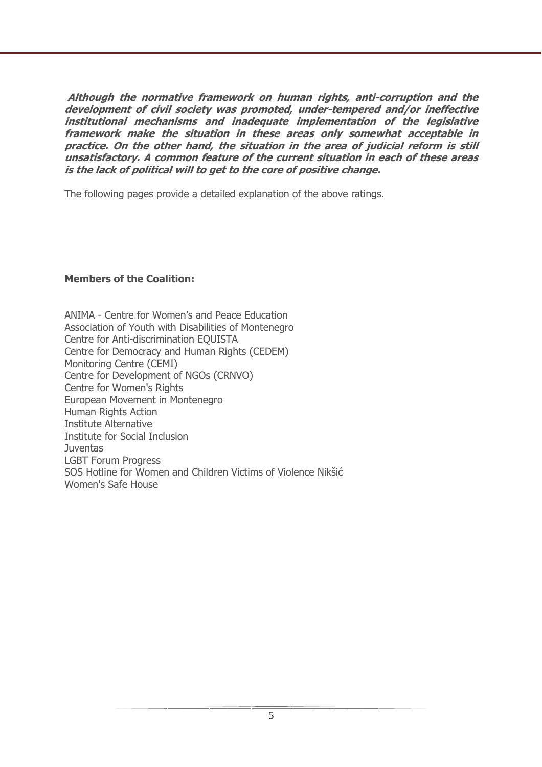***Although the normative framework on human rights, anti-corruption and the development of civil society was promoted, under-tempered and/or ineffective institutional mechanisms and inadequate implementation of the legislative framework make the situation in these areas only somewhat acceptable in practice. On the other hand, the situation in the area of judicial reform is still unsatisfactory. A common feature of the current situation in each of these areas is the lack of political will to get to the core of positive change.***

The following pages provide a detailed explanation of the above ratings.

**Members of the Coalition:**

ANIMA - Centre for Women's and Peace Education
Association of Youth with Disabilities of Montenegro
Centre for Anti-discrimination EQUISTA
Centre for Democracy and Human Rights (CEDEM)
Monitoring Centre (CEMI)
Centre for Development of NGOs (CRNVO)
Centre for Women's Rights
European Movement in Montenegro
Human Rights Action
Institute Alternative
Institute for Social Inclusion
Juventas
LGBT Forum Progress
SOS Hotline for Women and Children Victims of Violence Nikšić
Women's Safe House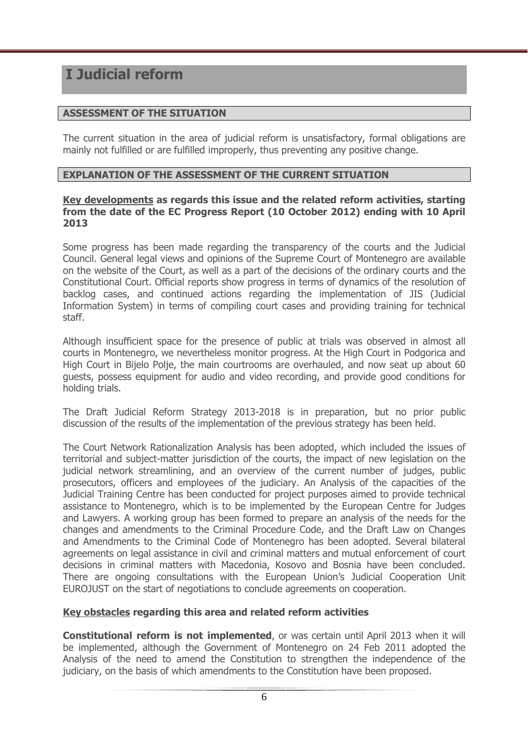# I Judicial reform

## ASSESSMENT OF THE SITUATION

The current situation in the area of judicial reform is unsatisfactory, formal obligations are mainly not fulfilled or are fulfilled improperly, thus preventing any positive change.

## EXPLANATION OF THE ASSESSMENT OF THE CURRENT SITUATION

### <u>Key developments</u> as regards this issue and the related reform activities, starting from the date of the EC Progress Report (10 October 2012) ending with 10 April 2013

Some progress has been made regarding the transparency of the courts and the Judicial Council. General legal views and opinions of the Supreme Court of Montenegro are available on the website of the Court, as well as a part of the decisions of the ordinary courts and the Constitutional Court. Official reports show progress in terms of dynamics of the resolution of backlog cases, and continued actions regarding the implementation of JIS (Judicial Information System) in terms of compiling court cases and providing training for technical staff.

Although insufficient space for the presence of public at trials was observed in almost all courts in Montenegro, we nevertheless monitor progress. At the High Court in Podgorica and High Court in Bijelo Polje, the main courtrooms are overhauled, and now seat up about 60 guests, possess equipment for audio and video recording, and provide good conditions for holding trials.

The Draft Judicial Reform Strategy 2013-2018 is in preparation, but no prior public discussion of the results of the implementation of the previous strategy has been held.

The Court Network Rationalization Analysis has been adopted, which included the issues of territorial and subject-matter jurisdiction of the courts, the impact of new legislation on the judicial network streamlining, and an overview of the current number of judges, public prosecutors, officers and employees of the judiciary. An Analysis of the capacities of the Judicial Training Centre has been conducted for project purposes aimed to provide technical assistance to Montenegro, which is to be implemented by the European Centre for Judges and Lawyers. A working group has been formed to prepare an analysis of the needs for the changes and amendments to the Criminal Procedure Code, and the Draft Law on Changes and Amendments to the Criminal Code of Montenegro has been adopted. Several bilateral agreements on legal assistance in civil and criminal matters and mutual enforcement of court decisions in criminal matters with Macedonia, Kosovo and Bosnia have been concluded. There are ongoing consultations with the European Union's Judicial Cooperation Unit EUROJUST on the start of negotiations to conclude agreements on cooperation.

### <u>Key obstacles</u> regarding this area and related reform activities

**Constitutional reform is not implemented**, or was certain until April 2013 when it will be implemented, although the Government of Montenegro on 24 Feb 2011 adopted the Analysis of the need to amend the Constitution to strengthen the independence of the judiciary, on the basis of which amendments to the Constitution have been proposed.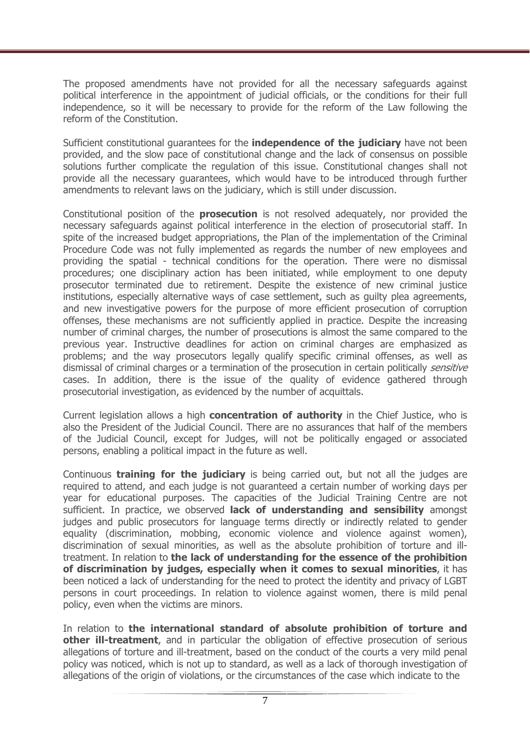The proposed amendments have not provided for all the necessary safeguards against political interference in the appointment of judicial officials, or the conditions for their full independence, so it will be necessary to provide for the reform of the Law following the reform of the Constitution.

Sufficient constitutional guarantees for the **independence of the judiciary** have not been provided, and the slow pace of constitutional change and the lack of consensus on possible solutions further complicate the regulation of this issue. Constitutional changes shall not provide all the necessary guarantees, which would have to be introduced through further amendments to relevant laws on the judiciary, which is still under discussion.

Constitutional position of the **prosecution** is not resolved adequately, nor provided the necessary safeguards against political interference in the election of prosecutorial staff. In spite of the increased budget appropriations, the Plan of the implementation of the Criminal Procedure Code was not fully implemented as regards the number of new employees and providing the spatial - technical conditions for the operation. There were no dismissal procedures; one disciplinary action has been initiated, while employment to one deputy prosecutor terminated due to retirement. Despite the existence of new criminal justice institutions, especially alternative ways of case settlement, such as guilty plea agreements, and new investigative powers for the purpose of more efficient prosecution of corruption offenses, these mechanisms are not sufficiently applied in practice. Despite the increasing number of criminal charges, the number of prosecutions is almost the same compared to the previous year. Instructive deadlines for action on criminal charges are emphasized as problems; and the way prosecutors legally qualify specific criminal offenses, as well as dismissal of criminal charges or a termination of the prosecution in certain politically *sensitive* cases. In addition, there is the issue of the quality of evidence gathered through prosecutorial investigation, as evidenced by the number of acquittals.

Current legislation allows a high **concentration of authority** in the Chief Justice, who is also the President of the Judicial Council. There are no assurances that half of the members of the Judicial Council, except for Judges, will not be politically engaged or associated persons, enabling a political impact in the future as well.

Continuous **training for the judiciary** is being carried out, but not all the judges are required to attend, and each judge is not guaranteed a certain number of working days per year for educational purposes. The capacities of the Judicial Training Centre are not sufficient. In practice, we observed **lack of understanding and sensibility** amongst judges and public prosecutors for language terms directly or indirectly related to gender equality (discrimination, mobbing, economic violence and violence against women), discrimination of sexual minorities, as well as the absolute prohibition of torture and ill-treatment. In relation to **the lack of understanding for the essence of the prohibition of discrimination by judges, especially when it comes to sexual minorities**, it has been noticed a lack of understanding for the need to protect the identity and privacy of LGBT persons in court proceedings. In relation to violence against women, there is mild penal policy, even when the victims are minors.

In relation to **the international standard of absolute prohibition of torture and other ill-treatment**, and in particular the obligation of effective prosecution of serious allegations of torture and ill-treatment, based on the conduct of the courts a very mild penal policy was noticed, which is not up to standard, as well as a lack of thorough investigation of allegations of the origin of violations, or the circumstances of the case which indicate to the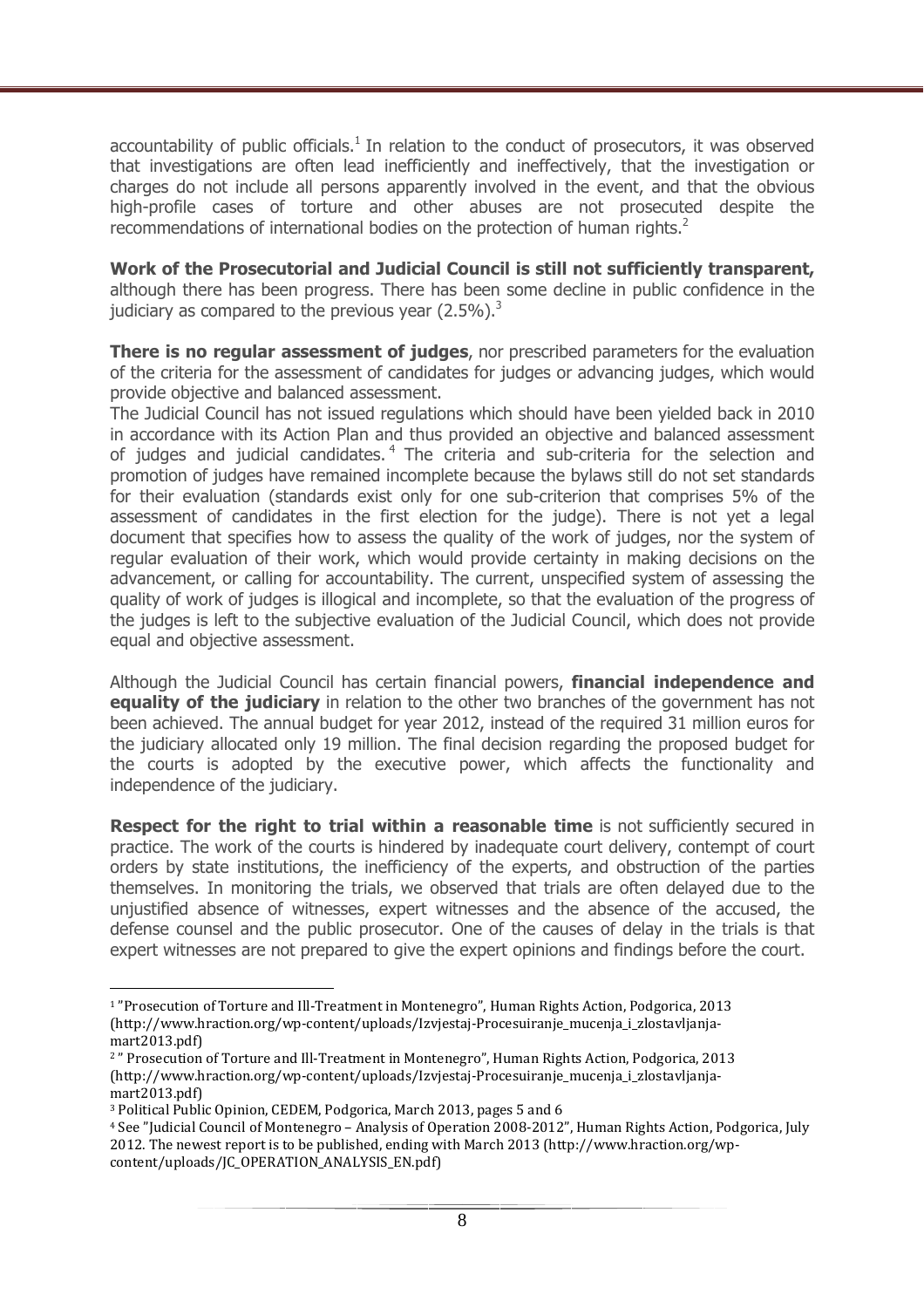accountability of public officials.[1] In relation to the conduct of prosecutors, it was observed that investigations are often lead inefficiently and ineffectively, that the investigation or charges do not include all persons apparently involved in the event, and that the obvious high-profile cases of torture and other abuses are not prosecuted despite the recommendations of international bodies on the protection of human rights.[2]

**Work of the Prosecutorial and Judicial Council is still not sufficiently transparent,** although there has been progress. There has been some decline in public confidence in the judiciary as compared to the previous year (2.5%).[3]

**There is no regular assessment of judges**, nor prescribed parameters for the evaluation of the criteria for the assessment of candidates for judges or advancing judges, which would provide objective and balanced assessment.

The Judicial Council has not issued regulations which should have been yielded back in 2010 in accordance with its Action Plan and thus provided an objective and balanced assessment of judges and judicial candidates.[4] The criteria and sub-criteria for the selection and promotion of judges have remained incomplete because the bylaws still do not set standards for their evaluation (standards exist only for one sub-criterion that comprises 5% of the assessment of candidates in the first election for the judge). There is not yet a legal document that specifies how to assess the quality of the work of judges, nor the system of regular evaluation of their work, which would provide certainty in making decisions on the advancement, or calling for accountability. The current, unspecified system of assessing the quality of work of judges is illogical and incomplete, so that the evaluation of the progress of the judges is left to the subjective evaluation of the Judicial Council, which does not provide equal and objective assessment.

Although the Judicial Council has certain financial powers, **financial independence and equality of the judiciary** in relation to the other two branches of the government has not been achieved. The annual budget for year 2012, instead of the required 31 million euros for the judiciary allocated only 19 million. The final decision regarding the proposed budget for the courts is adopted by the executive power, which affects the functionality and independence of the judiciary.

**Respect for the right to trial within a reasonable time** is not sufficiently secured in practice. The work of the courts is hindered by inadequate court delivery, contempt of court orders by state institutions, the inefficiency of the experts, and obstruction of the parties themselves. In monitoring the trials, we observed that trials are often delayed due to the unjustified absence of witnesses, expert witnesses and the absence of the accused, the defense counsel and the public prosecutor. One of the causes of delay in the trials is that expert witnesses are not prepared to give the expert opinions and findings before the court.

---

[1] "Prosecution of Torture and Ill-Treatment in Montenegro", Human Rights Action, Podgorica, 2013 (http://www.hraction.org/wp-content/uploads/Izvjestaj-Procesuiranje_mucenja_i_zlostavljanja-mart2013.pdf)

[2] " Prosecution of Torture and Ill-Treatment in Montenegro", Human Rights Action, Podgorica, 2013 (http://www.hraction.org/wp-content/uploads/Izvjestaj-Procesuiranje_mucenja_i_zlostavljanja-mart2013.pdf)

[3] Political Public Opinion, CEDEM, Podgorica, March 2013, pages 5 and 6

[4] See "Judicial Council of Montenegro – Analysis of Operation 2008-2012", Human Rights Action, Podgorica, July 2012. The newest report is to be published, ending with March 2013 (http://www.hraction.org/wp-content/uploads/JC_OPERATION_ANALYSIS_EN.pdf)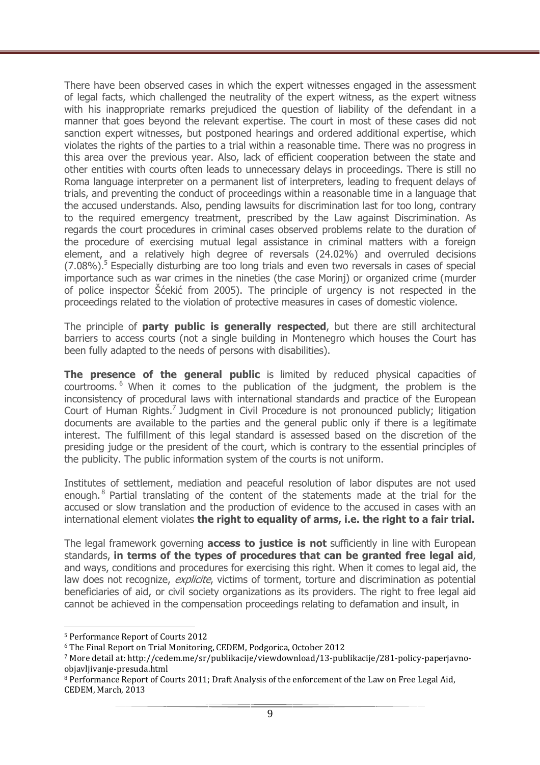There have been observed cases in which the expert witnesses engaged in the assessment of legal facts, which challenged the neutrality of the expert witness, as the expert witness with his inappropriate remarks prejudiced the question of liability of the defendant in a manner that goes beyond the relevant expertise. The court in most of these cases did not sanction expert witnesses, but postponed hearings and ordered additional expertise, which violates the rights of the parties to a trial within a reasonable time. There was no progress in this area over the previous year. Also, lack of efficient cooperation between the state and other entities with courts often leads to unnecessary delays in proceedings. There is still no Roma language interpreter on a permanent list of interpreters, leading to frequent delays of trials, and preventing the conduct of proceedings within a reasonable time in a language that the accused understands. Also, pending lawsuits for discrimination last for too long, contrary to the required emergency treatment, prescribed by the Law against Discrimination. As regards the court procedures in criminal cases observed problems relate to the duration of the procedure of exercising mutual legal assistance in criminal matters with a foreign element, and a relatively high degree of reversals (24.02%) and overruled decisions (7.08%).[5] Especially disturbing are too long trials and even two reversals in cases of special importance such as war crimes in the nineties (the case Morinj) or organized crime (murder of police inspector Šćekić from 2005). The principle of urgency is not respected in the proceedings related to the violation of protective measures in cases of domestic violence.

The principle of **party public is generally respected**, but there are still architectural barriers to access courts (not a single building in Montenegro which houses the Court has been fully adapted to the needs of persons with disabilities).

**The presence of the general public** is limited by reduced physical capacities of courtrooms.[6] When it comes to the publication of the judgment, the problem is the inconsistency of procedural laws with international standards and practice of the European Court of Human Rights.[7] Judgment in Civil Procedure is not pronounced publicly; litigation documents are available to the parties and the general public only if there is a legitimate interest. The fulfillment of this legal standard is assessed based on the discretion of the presiding judge or the president of the court, which is contrary to the essential principles of the publicity. The public information system of the courts is not uniform.

Institutes of settlement, mediation and peaceful resolution of labor disputes are not used enough.[8] Partial translating of the content of the statements made at the trial for the accused or slow translation and the production of evidence to the accused in cases with an international element violates **the right to equality of arms, i.e. the right to a fair trial.**

The legal framework governing **access to justice is not** sufficiently in line with European standards, **in terms of the types of procedures that can be granted free legal aid**, and ways, conditions and procedures for exercising this right. When it comes to legal aid, the law does not recognize, *explicite*, victims of torment, torture and discrimination as potential beneficiaries of aid, or civil society organizations as its providers. The right to free legal aid cannot be achieved in the compensation proceedings relating to defamation and insult, in

---

[5] Performance Report of Courts 2012

[6] The Final Report on Trial Monitoring, CEDEM, Podgorica, October 2012

[7] More detail at: http://cedem.me/sr/publikacije/viewdownload/13-publikacije/281-policy-paperjavno-objavljivanje-presuda.html

[8] Performance Report of Courts 2011; Draft Analysis of the enforcement of the Law on Free Legal Aid, CEDEM, March, 2013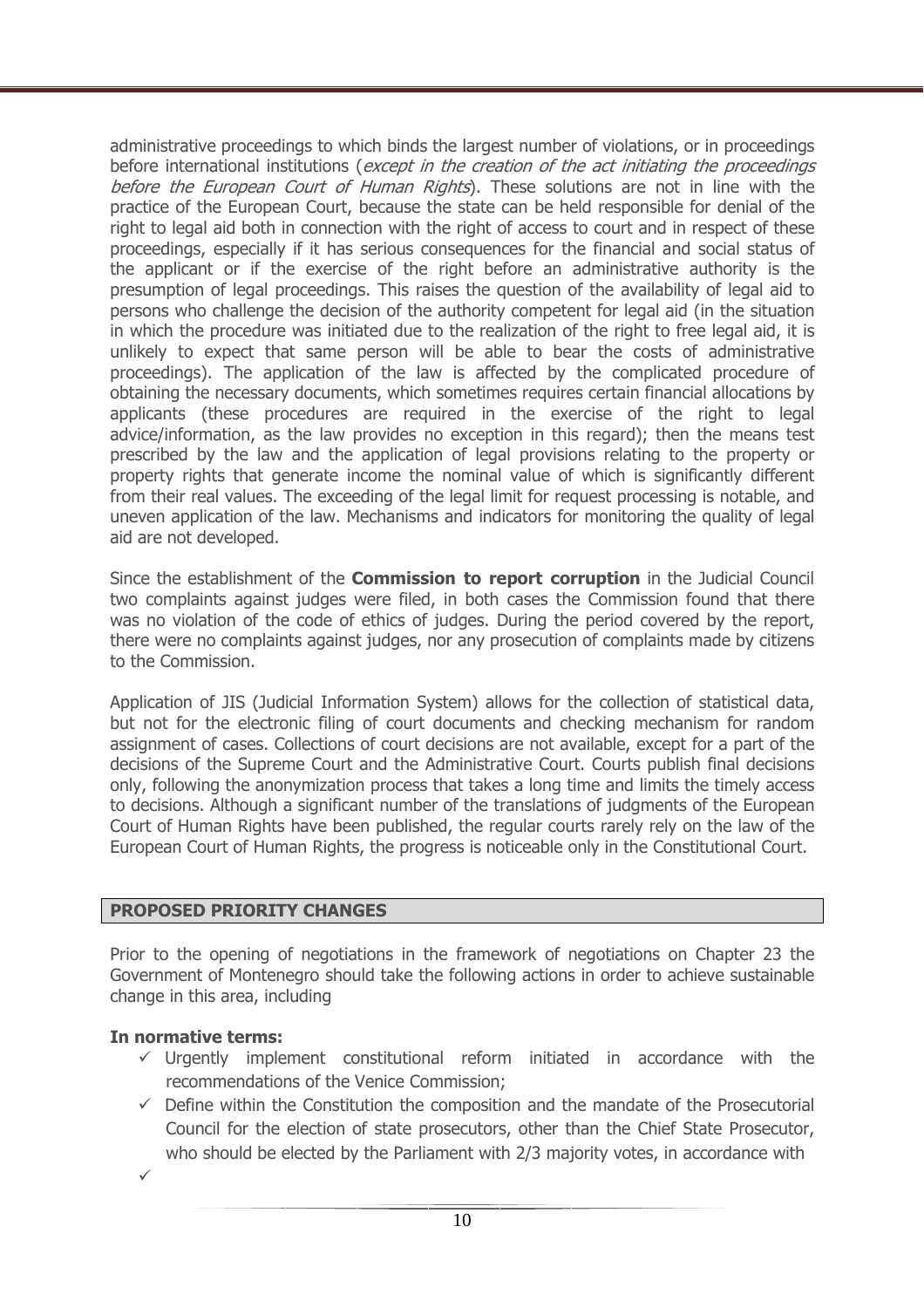administrative proceedings to which binds the largest number of violations, or in proceedings before international institutions (*except in the creation of the act initiating the proceedings before the European Court of Human Rights*). These solutions are not in line with the practice of the European Court, because the state can be held responsible for denial of the right to legal aid both in connection with the right of access to court and in respect of these proceedings, especially if it has serious consequences for the financial and social status of the applicant or if the exercise of the right before an administrative authority is the presumption of legal proceedings. This raises the question of the availability of legal aid to persons who challenge the decision of the authority competent for legal aid (in the situation in which the procedure was initiated due to the realization of the right to free legal aid, it is unlikely to expect that same person will be able to bear the costs of administrative proceedings). The application of the law is affected by the complicated procedure of obtaining the necessary documents, which sometimes requires certain financial allocations by applicants (these procedures are required in the exercise of the right to legal advice/information, as the law provides no exception in this regard); then the means test prescribed by the law and the application of legal provisions relating to the property or property rights that generate income the nominal value of which is significantly different from their real values. The exceeding of the legal limit for request processing is notable, and uneven application of the law. Mechanisms and indicators for monitoring the quality of legal aid are not developed.

Since the establishment of the **Commission to report corruption** in the Judicial Council two complaints against judges were filed, in both cases the Commission found that there was no violation of the code of ethics of judges. During the period covered by the report, there were no complaints against judges, nor any prosecution of complaints made by citizens to the Commission.

Application of JIS (Judicial Information System) allows for the collection of statistical data, but not for the electronic filing of court documents and checking mechanism for random assignment of cases. Collections of court decisions are not available, except for a part of the decisions of the Supreme Court and the Administrative Court. Courts publish final decisions only, following the anonymization process that takes a long time and limits the timely access to decisions. Although a significant number of the translations of judgments of the European Court of Human Rights have been published, the regular courts rarely rely on the law of the European Court of Human Rights, the progress is noticeable only in the Constitutional Court.

## PROPOSED PRIORITY CHANGES

Prior to the opening of negotiations in the framework of negotiations on Chapter 23 the Government of Montenegro should take the following actions in order to achieve sustainable change in this area, including

**In normative terms:**

- ✓ Urgently implement constitutional reform initiated in accordance with the recommendations of the Venice Commission;
- ✓ Define within the Constitution the composition and the mandate of the Prosecutorial Council for the election of state prosecutors, other than the Chief State Prosecutor, who should be elected by the Parliament with 2/3 majority votes, in accordance with
- ✓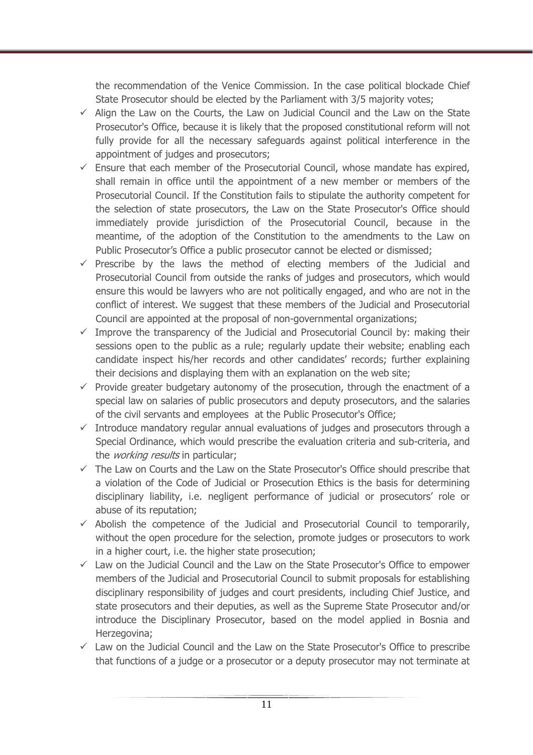the recommendation of the Venice Commission. In the case political blockade Chief State Prosecutor should be elected by the Parliament with 3/5 majority votes;

- ✓ Align the Law on the Courts, the Law on Judicial Council and the Law on the State Prosecutor's Office, because it is likely that the proposed constitutional reform will not fully provide for all the necessary safeguards against political interference in the appointment of judges and prosecutors;
- ✓ Ensure that each member of the Prosecutorial Council, whose mandate has expired, shall remain in office until the appointment of a new member or members of the Prosecutorial Council. If the Constitution fails to stipulate the authority competent for the selection of state prosecutors, the Law on the State Prosecutor's Office should immediately provide jurisdiction of the Prosecutorial Council, because in the meantime, of the adoption of the Constitution to the amendments to the Law on Public Prosecutor's Office a public prosecutor cannot be elected or dismissed;
- ✓ Prescribe by the laws the method of electing members of the Judicial and Prosecutorial Council from outside the ranks of judges and prosecutors, which would ensure this would be lawyers who are not politically engaged, and who are not in the conflict of interest. We suggest that these members of the Judicial and Prosecutorial Council are appointed at the proposal of non-governmental organizations;
- ✓ Improve the transparency of the Judicial and Prosecutorial Council by: making their sessions open to the public as a rule; regularly update their website; enabling each candidate inspect his/her records and other candidates' records; further explaining their decisions and displaying them with an explanation on the web site;
- ✓ Provide greater budgetary autonomy of the prosecution, through the enactment of a special law on salaries of public prosecutors and deputy prosecutors, and the salaries of the civil servants and employees at the Public Prosecutor's Office;
- ✓ Introduce mandatory regular annual evaluations of judges and prosecutors through a Special Ordinance, which would prescribe the evaluation criteria and sub-criteria, and the *working results* in particular;
- ✓ The Law on Courts and the Law on the State Prosecutor's Office should prescribe that a violation of the Code of Judicial or Prosecution Ethics is the basis for determining disciplinary liability, i.e. negligent performance of judicial or prosecutors' role or abuse of its reputation;
- ✓ Abolish the competence of the Judicial and Prosecutorial Council to temporarily, without the open procedure for the selection, promote judges or prosecutors to work in a higher court, i.e. the higher state prosecution;
- ✓ Law on the Judicial Council and the Law on the State Prosecutor's Office to empower members of the Judicial and Prosecutorial Council to submit proposals for establishing disciplinary responsibility of judges and court presidents, including Chief Justice, and state prosecutors and their deputies, as well as the Supreme State Prosecutor and/or introduce the Disciplinary Prosecutor, based on the model applied in Bosnia and Herzegovina;
- ✓ Law on the Judicial Council and the Law on the State Prosecutor's Office to prescribe that functions of a judge or a prosecutor or a deputy prosecutor may not terminate at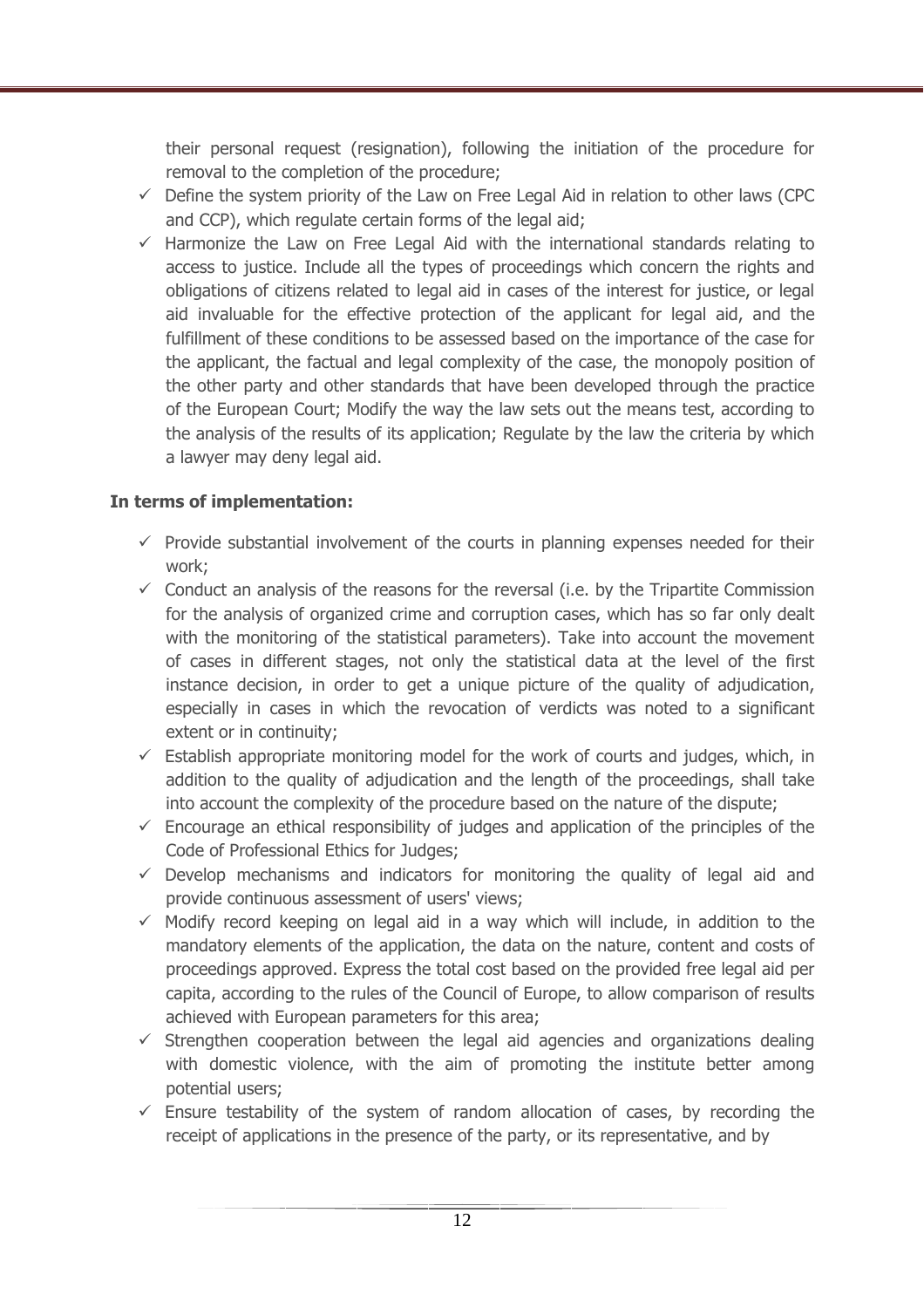their personal request (resignation), following the initiation of the procedure for removal to the completion of the procedure;

- ✓ Define the system priority of the Law on Free Legal Aid in relation to other laws (CPC and CCP), which regulate certain forms of the legal aid;
- ✓ Harmonize the Law on Free Legal Aid with the international standards relating to access to justice. Include all the types of proceedings which concern the rights and obligations of citizens related to legal aid in cases of the interest for justice, or legal aid invaluable for the effective protection of the applicant for legal aid, and the fulfillment of these conditions to be assessed based on the importance of the case for the applicant, the factual and legal complexity of the case, the monopoly position of the other party and other standards that have been developed through the practice of the European Court; Modify the way the law sets out the means test, according to the analysis of the results of its application; Regulate by the law the criteria by which a lawyer may deny legal aid.

**In terms of implementation:**

- ✓ Provide substantial involvement of the courts in planning expenses needed for their work;
- ✓ Conduct an analysis of the reasons for the reversal (i.e. by the Tripartite Commission for the analysis of organized crime and corruption cases, which has so far only dealt with the monitoring of the statistical parameters). Take into account the movement of cases in different stages, not only the statistical data at the level of the first instance decision, in order to get a unique picture of the quality of adjudication, especially in cases in which the revocation of verdicts was noted to a significant extent or in continuity;
- ✓ Establish appropriate monitoring model for the work of courts and judges, which, in addition to the quality of adjudication and the length of the proceedings, shall take into account the complexity of the procedure based on the nature of the dispute;
- ✓ Encourage an ethical responsibility of judges and application of the principles of the Code of Professional Ethics for Judges;
- ✓ Develop mechanisms and indicators for monitoring the quality of legal aid and provide continuous assessment of users' views;
- ✓ Modify record keeping on legal aid in a way which will include, in addition to the mandatory elements of the application, the data on the nature, content and costs of proceedings approved. Express the total cost based on the provided free legal aid per capita, according to the rules of the Council of Europe, to allow comparison of results achieved with European parameters for this area;
- ✓ Strengthen cooperation between the legal aid agencies and organizations dealing with domestic violence, with the aim of promoting the institute better among potential users;
- ✓ Ensure testability of the system of random allocation of cases, by recording the receipt of applications in the presence of the party, or its representative, and by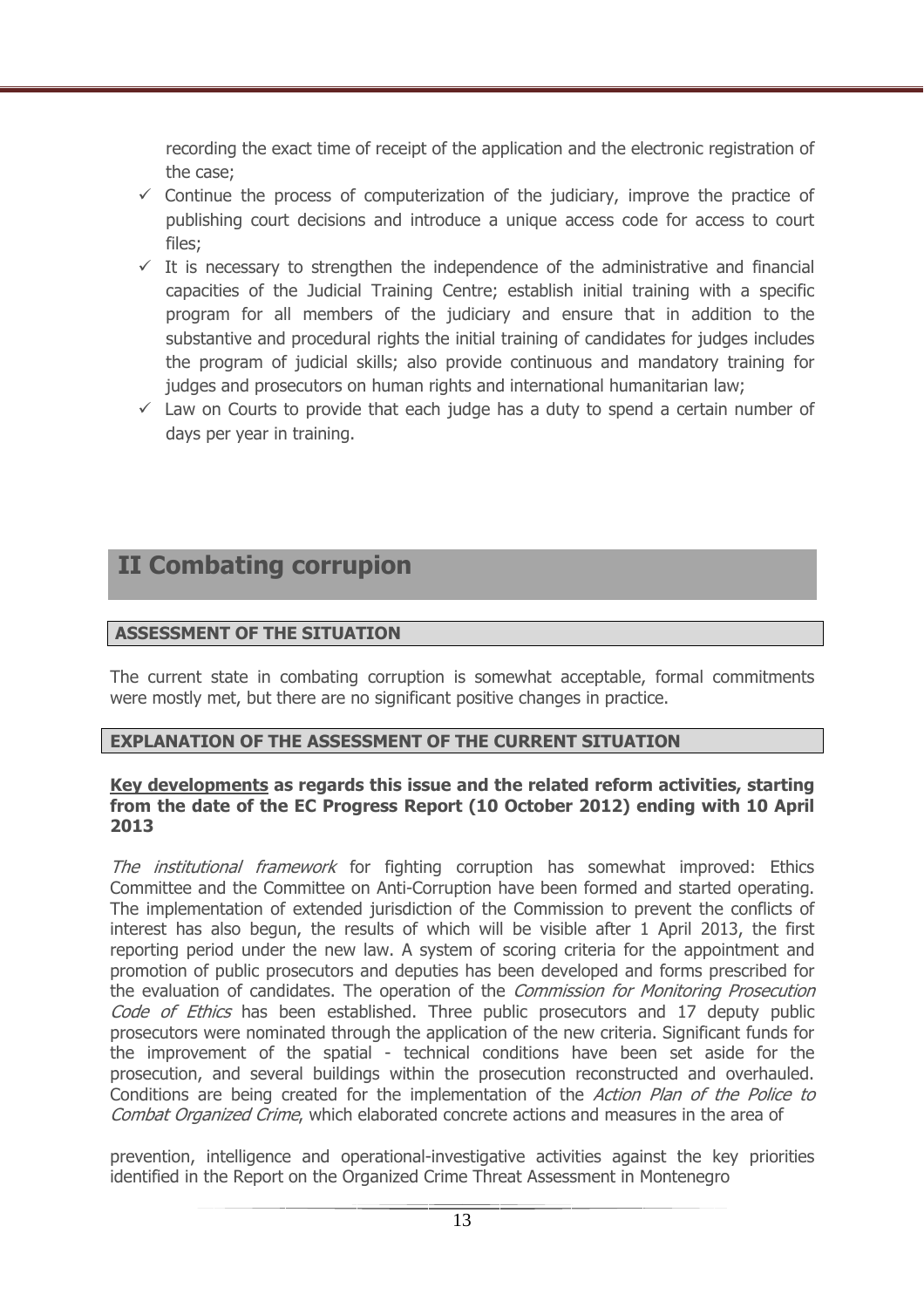recording the exact time of receipt of the application and the electronic registration of the case;

- ✓ Continue the process of computerization of the judiciary, improve the practice of publishing court decisions and introduce a unique access code for access to court files;
- ✓ It is necessary to strengthen the independence of the administrative and financial capacities of the Judicial Training Centre; establish initial training with a specific program for all members of the judiciary and ensure that in addition to the substantive and procedural rights the initial training of candidates for judges includes the program of judicial skills; also provide continuous and mandatory training for judges and prosecutors on human rights and international humanitarian law;
- ✓ Law on Courts to provide that each judge has a duty to spend a certain number of days per year in training.

## II Combating corrupion

### ASSESSMENT OF THE SITUATION

The current state in combating corruption is somewhat acceptable, formal commitments were mostly met, but there are no significant positive changes in practice.

### EXPLANATION OF THE ASSESSMENT OF THE CURRENT SITUATION

**Key developments as regards this issue and the related reform activities, starting from the date of the EC Progress Report (10 October 2012) ending with 10 April 2013**

*The institutional framework* for fighting corruption has somewhat improved: Ethics Committee and the Committee on Anti-Corruption have been formed and started operating. The implementation of extended jurisdiction of the Commission to prevent the conflicts of interest has also begun, the results of which will be visible after 1 April 2013, the first reporting period under the new law. A system of scoring criteria for the appointment and promotion of public prosecutors and deputies has been developed and forms prescribed for the evaluation of candidates. The operation of the *Commission for Monitoring Prosecution Code of Ethics* has been established. Three public prosecutors and 17 deputy public prosecutors were nominated through the application of the new criteria. Significant funds for the improvement of the spatial - technical conditions have been set aside for the prosecution, and several buildings within the prosecution reconstructed and overhauled. Conditions are being created for the implementation of the *Action Plan of the Police to Combat Organized Crime*, which elaborated concrete actions and measures in the area of

prevention, intelligence and operational-investigative activities against the key priorities identified in the Report on the Organized Crime Threat Assessment in Montenegro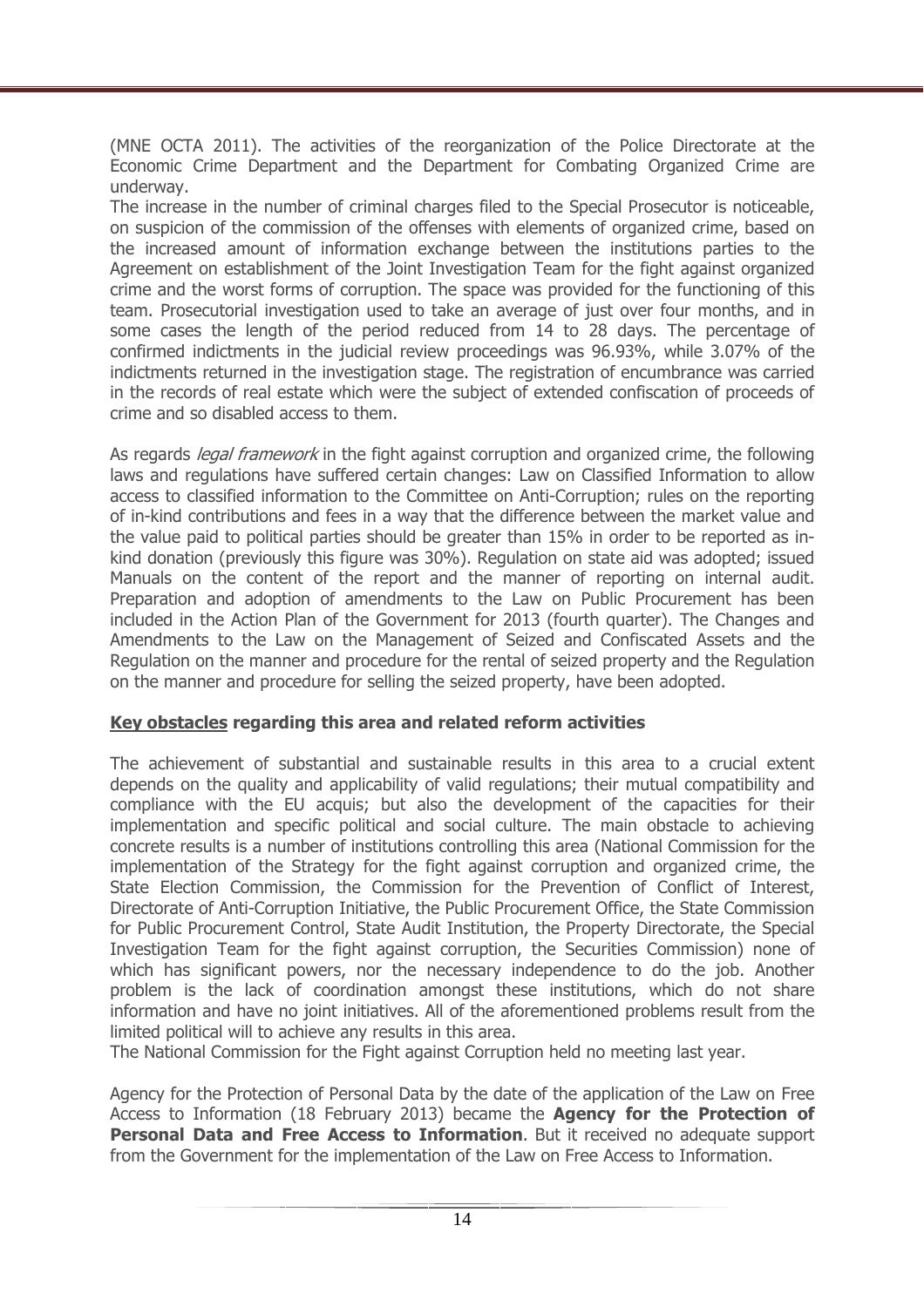(MNE OCTA 2011). The activities of the reorganization of the Police Directorate at the Economic Crime Department and the Department for Combating Organized Crime are underway.

The increase in the number of criminal charges filed to the Special Prosecutor is noticeable, on suspicion of the commission of the offenses with elements of organized crime, based on the increased amount of information exchange between the institutions parties to the Agreement on establishment of the Joint Investigation Team for the fight against organized crime and the worst forms of corruption. The space was provided for the functioning of this team. Prosecutorial investigation used to take an average of just over four months, and in some cases the length of the period reduced from 14 to 28 days. The percentage of confirmed indictments in the judicial review proceedings was 96.93%, while 3.07% of the indictments returned in the investigation stage. The registration of encumbrance was carried in the records of real estate which were the subject of extended confiscation of proceeds of crime and so disabled access to them.

As regards *legal framework* in the fight against corruption and organized crime, the following laws and regulations have suffered certain changes: Law on Classified Information to allow access to classified information to the Committee on Anti-Corruption; rules on the reporting of in-kind contributions and fees in a way that the difference between the market value and the value paid to political parties should be greater than 15% in order to be reported as in-kind donation (previously this figure was 30%). Regulation on state aid was adopted; issued Manuals on the content of the report and the manner of reporting on internal audit. Preparation and adoption of amendments to the Law on Public Procurement has been included in the Action Plan of the Government for 2013 (fourth quarter). The Changes and Amendments to the Law on the Management of Seized and Confiscated Assets and the Regulation on the manner and procedure for the rental of seized property and the Regulation on the manner and procedure for selling the seized property, have been adopted.

**Key obstacles regarding this area and related reform activities**

The achievement of substantial and sustainable results in this area to a crucial extent depends on the quality and applicability of valid regulations; their mutual compatibility and compliance with the EU acquis; but also the development of the capacities for their implementation and specific political and social culture. The main obstacle to achieving concrete results is a number of institutions controlling this area (National Commission for the implementation of the Strategy for the fight against corruption and organized crime, the State Election Commission, the Commission for the Prevention of Conflict of Interest, Directorate of Anti-Corruption Initiative, the Public Procurement Office, the State Commission for Public Procurement Control, State Audit Institution, the Property Directorate, the Special Investigation Team for the fight against corruption, the Securities Commission) none of which has significant powers, nor the necessary independence to do the job. Another problem is the lack of coordination amongst these institutions, which do not share information and have no joint initiatives. All of the aforementioned problems result from the limited political will to achieve any results in this area.

The National Commission for the Fight against Corruption held no meeting last year.

Agency for the Protection of Personal Data by the date of the application of the Law on Free Access to Information (18 February 2013) became the **Agency for the Protection of Personal Data and Free Access to Information**. But it received no adequate support from the Government for the implementation of the Law on Free Access to Information.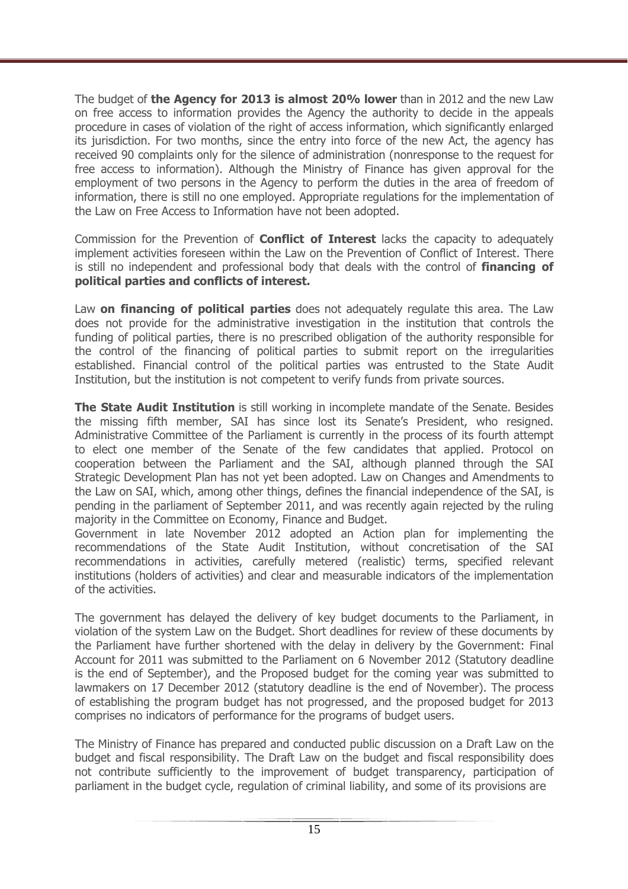The budget of **the Agency for 2013 is almost 20% lower** than in 2012 and the new Law on free access to information provides the Agency the authority to decide in the appeals procedure in cases of violation of the right of access information, which significantly enlarged its jurisdiction. For two months, since the entry into force of the new Act, the agency has received 90 complaints only for the silence of administration (nonresponse to the request for free access to information). Although the Ministry of Finance has given approval for the employment of two persons in the Agency to perform the duties in the area of freedom of information, there is still no one employed. Appropriate regulations for the implementation of the Law on Free Access to Information have not been adopted.

Commission for the Prevention of **Conflict of Interest** lacks the capacity to adequately implement activities foreseen within the Law on the Prevention of Conflict of Interest. There is still no independent and professional body that deals with the control of **financing of political parties and conflicts of interest.**

Law **on financing of political parties** does not adequately regulate this area. The Law does not provide for the administrative investigation in the institution that controls the funding of political parties, there is no prescribed obligation of the authority responsible for the control of the financing of political parties to submit report on the irregularities established. Financial control of the political parties was entrusted to the State Audit Institution, but the institution is not competent to verify funds from private sources.

**The State Audit Institution** is still working in incomplete mandate of the Senate. Besides the missing fifth member, SAI has since lost its Senate's President, who resigned. Administrative Committee of the Parliament is currently in the process of its fourth attempt to elect one member of the Senate of the few candidates that applied. Protocol on cooperation between the Parliament and the SAI, although planned through the SAI Strategic Development Plan has not yet been adopted. Law on Changes and Amendments to the Law on SAI, which, among other things, defines the financial independence of the SAI, is pending in the parliament of September 2011, and was recently again rejected by the ruling majority in the Committee on Economy, Finance and Budget.
Government in late November 2012 adopted an Action plan for implementing the recommendations of the State Audit Institution, without concretisation of the SAI recommendations in activities, carefully metered (realistic) terms, specified relevant institutions (holders of activities) and clear and measurable indicators of the implementation of the activities.

The government has delayed the delivery of key budget documents to the Parliament, in violation of the system Law on the Budget. Short deadlines for review of these documents by the Parliament have further shortened with the delay in delivery by the Government: Final Account for 2011 was submitted to the Parliament on 6 November 2012 (Statutory deadline is the end of September), and the Proposed budget for the coming year was submitted to lawmakers on 17 December 2012 (statutory deadline is the end of November). The process of establishing the program budget has not progressed, and the proposed budget for 2013 comprises no indicators of performance for the programs of budget users.

The Ministry of Finance has prepared and conducted public discussion on a Draft Law on the budget and fiscal responsibility. The Draft Law on the budget and fiscal responsibility does not contribute sufficiently to the improvement of budget transparency, participation of parliament in the budget cycle, regulation of criminal liability, and some of its provisions are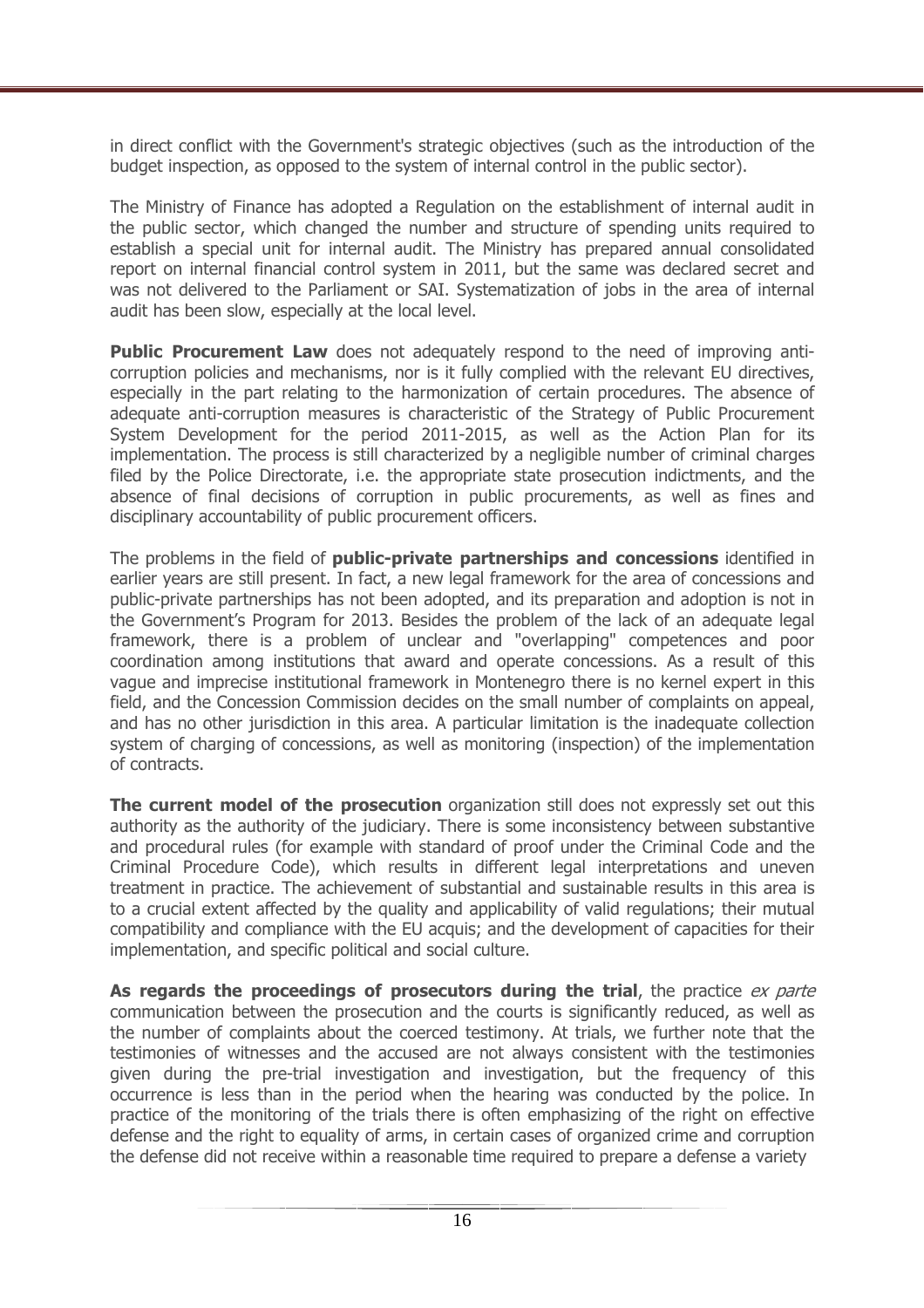in direct conflict with the Government's strategic objectives (such as the introduction of the budget inspection, as opposed to the system of internal control in the public sector).

The Ministry of Finance has adopted a Regulation on the establishment of internal audit in the public sector, which changed the number and structure of spending units required to establish a special unit for internal audit. The Ministry has prepared annual consolidated report on internal financial control system in 2011, but the same was declared secret and was not delivered to the Parliament or SAI. Systematization of jobs in the area of internal audit has been slow, especially at the local level.

**Public Procurement Law** does not adequately respond to the need of improving anti-corruption policies and mechanisms, nor is it fully complied with the relevant EU directives, especially in the part relating to the harmonization of certain procedures. The absence of adequate anti-corruption measures is characteristic of the Strategy of Public Procurement System Development for the period 2011-2015, as well as the Action Plan for its implementation. The process is still characterized by a negligible number of criminal charges filed by the Police Directorate, i.e. the appropriate state prosecution indictments, and the absence of final decisions of corruption in public procurements, as well as fines and disciplinary accountability of public procurement officers.

The problems in the field of **public-private partnerships and concessions** identified in earlier years are still present. In fact, a new legal framework for the area of concessions and public-private partnerships has not been adopted, and its preparation and adoption is not in the Government's Program for 2013. Besides the problem of the lack of an adequate legal framework, there is a problem of unclear and "overlapping" competences and poor coordination among institutions that award and operate concessions. As a result of this vague and imprecise institutional framework in Montenegro there is no kernel expert in this field, and the Concession Commission decides on the small number of complaints on appeal, and has no other jurisdiction in this area. A particular limitation is the inadequate collection system of charging of concessions, as well as monitoring (inspection) of the implementation of contracts.

**The current model of the prosecution** organization still does not expressly set out this authority as the authority of the judiciary. There is some inconsistency between substantive and procedural rules (for example with standard of proof under the Criminal Code and the Criminal Procedure Code), which results in different legal interpretations and uneven treatment in practice. The achievement of substantial and sustainable results in this area is to a crucial extent affected by the quality and applicability of valid regulations; their mutual compatibility and compliance with the EU acquis; and the development of capacities for their implementation, and specific political and social culture.

**As regards the proceedings of prosecutors during the trial**, the practice *ex parte* communication between the prosecution and the courts is significantly reduced, as well as the number of complaints about the coerced testimony. At trials, we further note that the testimonies of witnesses and the accused are not always consistent with the testimonies given during the pre-trial investigation and investigation, but the frequency of this occurrence is less than in the period when the hearing was conducted by the police. In practice of the monitoring of the trials there is often emphasizing of the right on effective defense and the right to equality of arms, in certain cases of organized crime and corruption the defense did not receive within a reasonable time required to prepare a defense a variety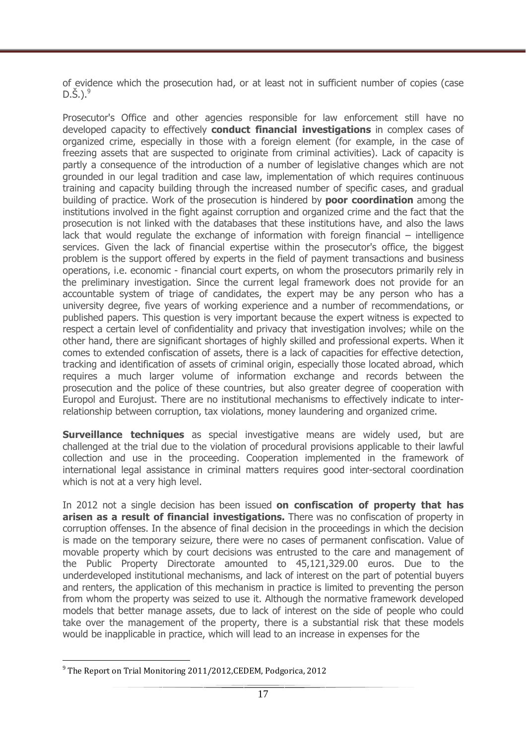of evidence which the prosecution had, or at least not in sufficient number of copies (case D.Š.).[9]

Prosecutor's Office and other agencies responsible for law enforcement still have no developed capacity to effectively **conduct financial investigations** in complex cases of organized crime, especially in those with a foreign element (for example, in the case of freezing assets that are suspected to originate from criminal activities). Lack of capacity is partly a consequence of the introduction of a number of legislative changes which are not grounded in our legal tradition and case law, implementation of which requires continuous training and capacity building through the increased number of specific cases, and gradual building of practice. Work of the prosecution is hindered by **poor coordination** among the institutions involved in the fight against corruption and organized crime and the fact that the prosecution is not linked with the databases that these institutions have, and also the laws lack that would regulate the exchange of information with foreign financial – intelligence services. Given the lack of financial expertise within the prosecutor's office, the biggest problem is the support offered by experts in the field of payment transactions and business operations, i.e. economic - financial court experts, on whom the prosecutors primarily rely in the preliminary investigation. Since the current legal framework does not provide for an accountable system of triage of candidates, the expert may be any person who has a university degree, five years of working experience and a number of recommendations, or published papers. This question is very important because the expert witness is expected to respect a certain level of confidentiality and privacy that investigation involves; while on the other hand, there are significant shortages of highly skilled and professional experts. When it comes to extended confiscation of assets, there is a lack of capacities for effective detection, tracking and identification of assets of criminal origin, especially those located abroad, which requires a much larger volume of information exchange and records between the prosecution and the police of these countries, but also greater degree of cooperation with Europol and Eurojust. There are no institutional mechanisms to effectively indicate to inter-relationship between corruption, tax violations, money laundering and organized crime.

**Surveillance techniques** as special investigative means are widely used, but are challenged at the trial due to the violation of procedural provisions applicable to their lawful collection and use in the proceeding. Cooperation implemented in the framework of international legal assistance in criminal matters requires good inter-sectoral coordination which is not at a very high level.

In 2012 not a single decision has been issued **on confiscation of property that has arisen as a result of financial investigations.** There was no confiscation of property in corruption offenses. In the absence of final decision in the proceedings in which the decision is made on the temporary seizure, there were no cases of permanent confiscation. Value of movable property which by court decisions was entrusted to the care and management of the Public Property Directorate amounted to 45,121,329.00 euros. Due to the underdeveloped institutional mechanisms, and lack of interest on the part of potential buyers and renters, the application of this mechanism in practice is limited to preventing the person from whom the property was seized to use it. Although the normative framework developed models that better manage assets, due to lack of interest on the side of people who could take over the management of the property, there is a substantial risk that these models would be inapplicable in practice, which will lead to an increase in expenses for the

[9] The Report on Trial Monitoring 2011/2012,CEDEM, Podgorica, 2012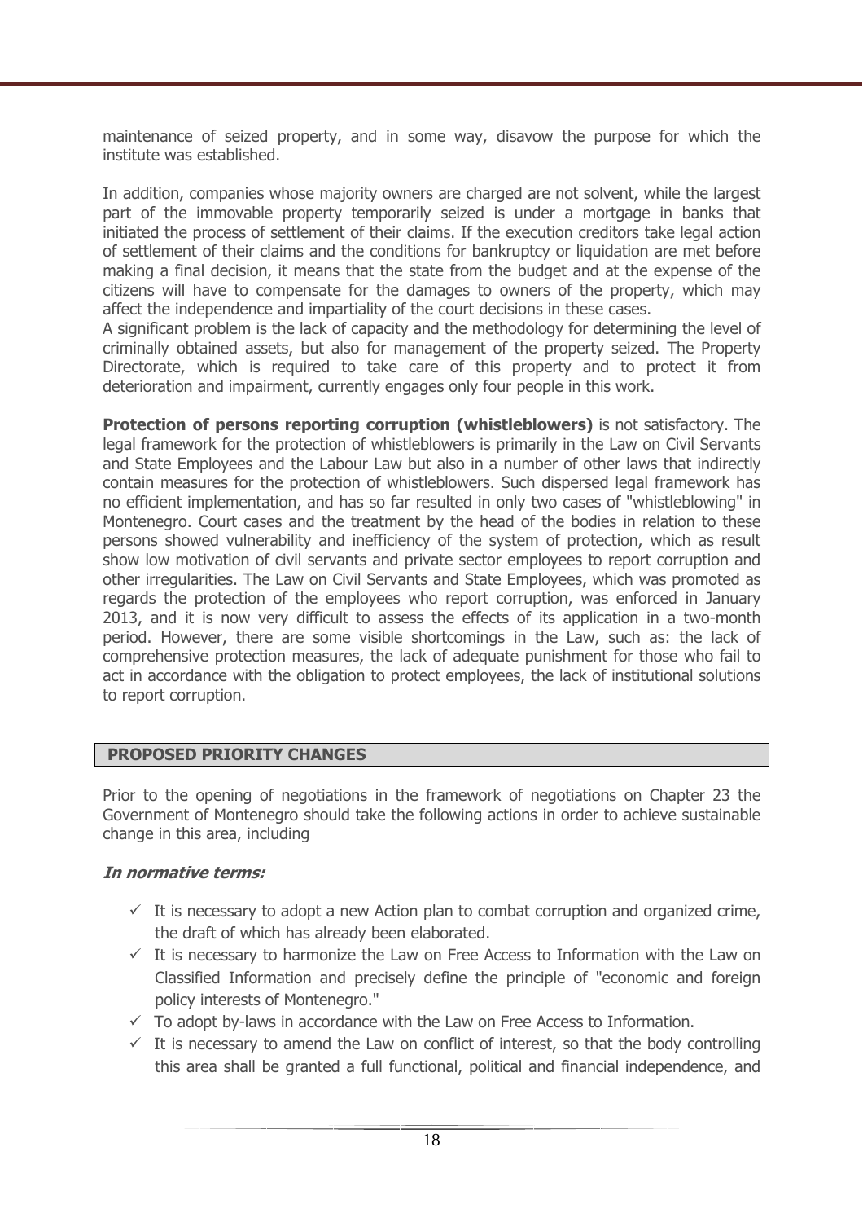maintenance of seized property, and in some way, disavow the purpose for which the institute was established.

In addition, companies whose majority owners are charged are not solvent, while the largest part of the immovable property temporarily seized is under a mortgage in banks that initiated the process of settlement of their claims. If the execution creditors take legal action of settlement of their claims and the conditions for bankruptcy or liquidation are met before making a final decision, it means that the state from the budget and at the expense of the citizens will have to compensate for the damages to owners of the property, which may affect the independence and impartiality of the court decisions in these cases.
A significant problem is the lack of capacity and the methodology for determining the level of criminally obtained assets, but also for management of the property seized. The Property Directorate, which is required to take care of this property and to protect it from deterioration and impairment, currently engages only four people in this work.

**Protection of persons reporting corruption (whistleblowers)** is not satisfactory. The legal framework for the protection of whistleblowers is primarily in the Law on Civil Servants and State Employees and the Labour Law but also in a number of other laws that indirectly contain measures for the protection of whistleblowers. Such dispersed legal framework has no efficient implementation, and has so far resulted in only two cases of "whistleblowing" in Montenegro. Court cases and the treatment by the head of the bodies in relation to these persons showed vulnerability and inefficiency of the system of protection, which as result show low motivation of civil servants and private sector employees to report corruption and other irregularities. The Law on Civil Servants and State Employees, which was promoted as regards the protection of the employees who report corruption, was enforced in January 2013, and it is now very difficult to assess the effects of its application in a two-month period. However, there are some visible shortcomings in the Law, such as: the lack of comprehensive protection measures, the lack of adequate punishment for those who fail to act in accordance with the obligation to protect employees, the lack of institutional solutions to report corruption.

## PROPOSED PRIORITY CHANGES

Prior to the opening of negotiations in the framework of negotiations on Chapter 23 the Government of Montenegro should take the following actions in order to achieve sustainable change in this area, including

***In normative terms:***

- ✓ It is necessary to adopt a new Action plan to combat corruption and organized crime, the draft of which has already been elaborated.
- ✓ It is necessary to harmonize the Law on Free Access to Information with the Law on Classified Information and precisely define the principle of "economic and foreign policy interests of Montenegro."
- ✓ To adopt by-laws in accordance with the Law on Free Access to Information.
- ✓ It is necessary to amend the Law on conflict of interest, so that the body controlling this area shall be granted a full functional, political and financial independence, and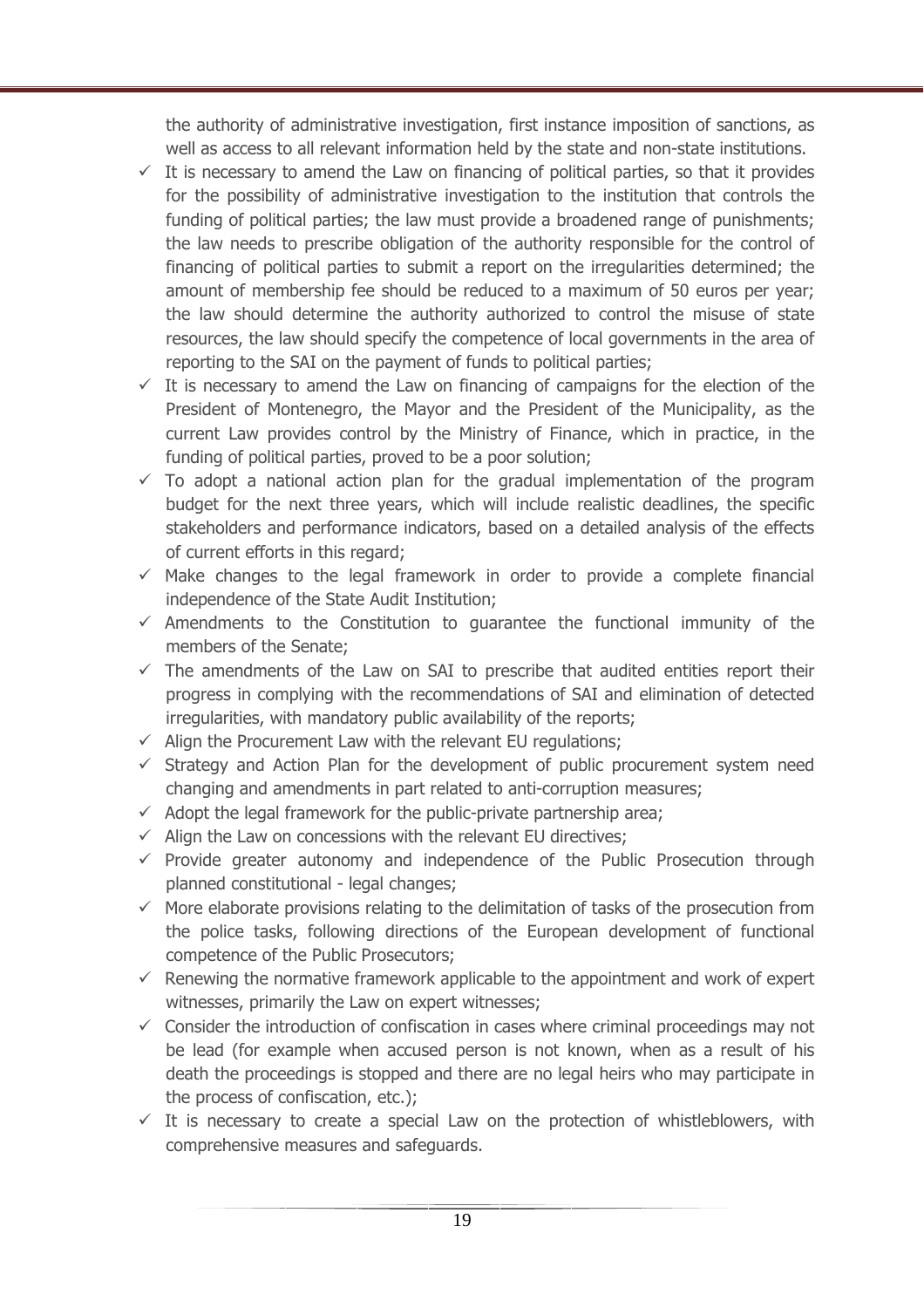the authority of administrative investigation, first instance imposition of sanctions, as well as access to all relevant information held by the state and non-state institutions.

- ✓ It is necessary to amend the Law on financing of political parties, so that it provides for the possibility of administrative investigation to the institution that controls the funding of political parties; the law must provide a broadened range of punishments; the law needs to prescribe obligation of the authority responsible for the control of financing of political parties to submit a report on the irregularities determined; the amount of membership fee should be reduced to a maximum of 50 euros per year; the law should determine the authority authorized to control the misuse of state resources, the law should specify the competence of local governments in the area of reporting to the SAI on the payment of funds to political parties;
- ✓ It is necessary to amend the Law on financing of campaigns for the election of the President of Montenegro, the Mayor and the President of the Municipality, as the current Law provides control by the Ministry of Finance, which in practice, in the funding of political parties, proved to be a poor solution;
- ✓ To adopt a national action plan for the gradual implementation of the program budget for the next three years, which will include realistic deadlines, the specific stakeholders and performance indicators, based on a detailed analysis of the effects of current efforts in this regard;
- ✓ Make changes to the legal framework in order to provide a complete financial independence of the State Audit Institution;
- ✓ Amendments to the Constitution to guarantee the functional immunity of the members of the Senate;
- ✓ The amendments of the Law on SAI to prescribe that audited entities report their progress in complying with the recommendations of SAI and elimination of detected irregularities, with mandatory public availability of the reports;
- ✓ Align the Procurement Law with the relevant EU regulations;
- ✓ Strategy and Action Plan for the development of public procurement system need changing and amendments in part related to anti-corruption measures;
- ✓ Adopt the legal framework for the public-private partnership area;
- ✓ Align the Law on concessions with the relevant EU directives;
- ✓ Provide greater autonomy and independence of the Public Prosecution through planned constitutional - legal changes;
- ✓ More elaborate provisions relating to the delimitation of tasks of the prosecution from the police tasks, following directions of the European development of functional competence of the Public Prosecutors;
- ✓ Renewing the normative framework applicable to the appointment and work of expert witnesses, primarily the Law on expert witnesses;
- ✓ Consider the introduction of confiscation in cases where criminal proceedings may not be lead (for example when accused person is not known, when as a result of his death the proceedings is stopped and there are no legal heirs who may participate in the process of confiscation, etc.);
- ✓ It is necessary to create a special Law on the protection of whistleblowers, with comprehensive measures and safeguards.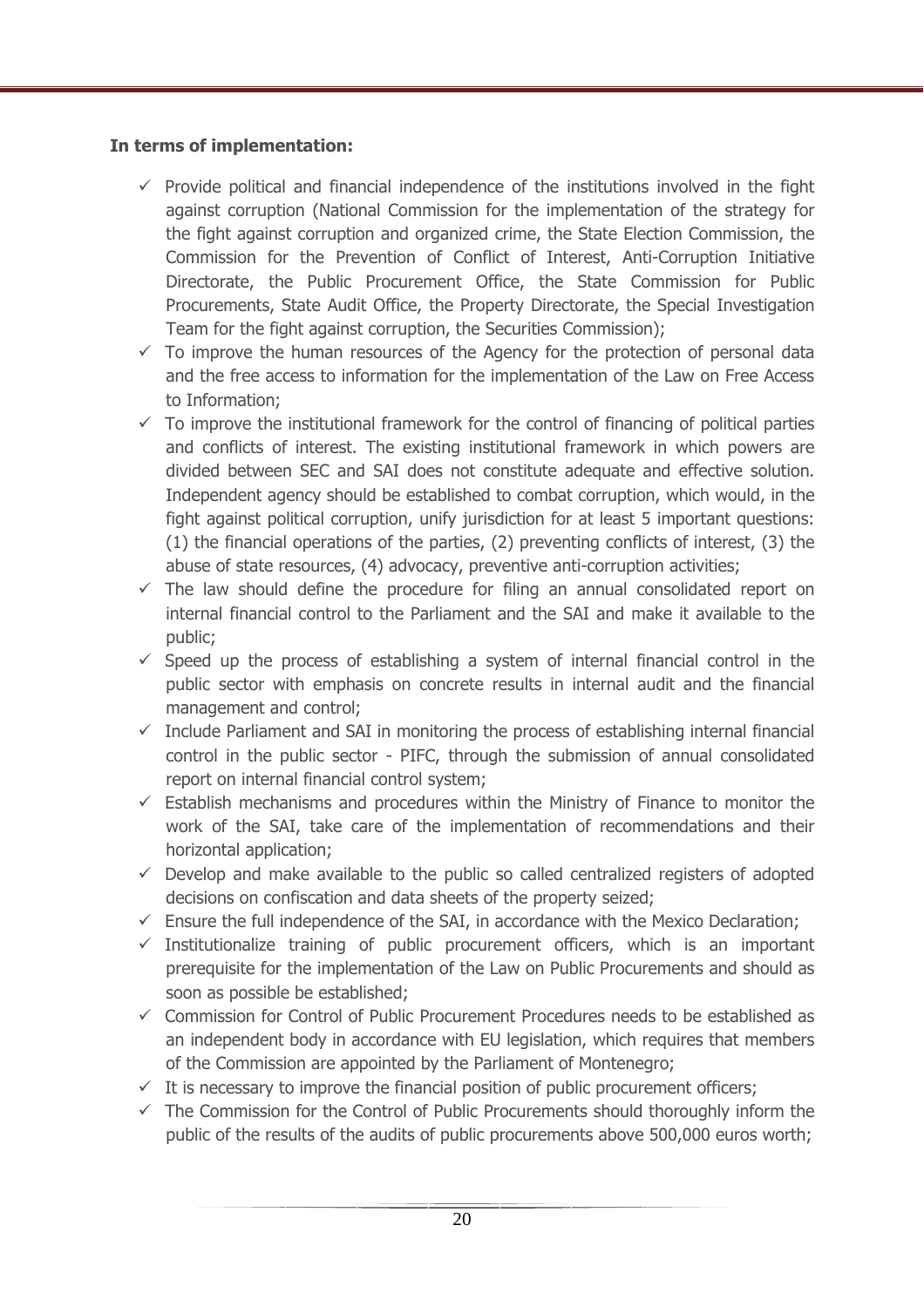**In terms of implementation:**

- ✓ Provide political and financial independence of the institutions involved in the fight against corruption (National Commission for the implementation of the strategy for the fight against corruption and organized crime, the State Election Commission, the Commission for the Prevention of Conflict of Interest, Anti-Corruption Initiative Directorate, the Public Procurement Office, the State Commission for Public Procurements, State Audit Office, the Property Directorate, the Special Investigation Team for the fight against corruption, the Securities Commission);
- ✓ To improve the human resources of the Agency for the protection of personal data and the free access to information for the implementation of the Law on Free Access to Information;
- ✓ To improve the institutional framework for the control of financing of political parties and conflicts of interest. The existing institutional framework in which powers are divided between SEC and SAI does not constitute adequate and effective solution. Independent agency should be established to combat corruption, which would, in the fight against political corruption, unify jurisdiction for at least 5 important questions: (1) the financial operations of the parties, (2) preventing conflicts of interest, (3) the abuse of state resources, (4) advocacy, preventive anti-corruption activities;
- ✓ The law should define the procedure for filing an annual consolidated report on internal financial control to the Parliament and the SAI and make it available to the public;
- ✓ Speed up the process of establishing a system of internal financial control in the public sector with emphasis on concrete results in internal audit and the financial management and control;
- ✓ Include Parliament and SAI in monitoring the process of establishing internal financial control in the public sector - PIFC, through the submission of annual consolidated report on internal financial control system;
- ✓ Establish mechanisms and procedures within the Ministry of Finance to monitor the work of the SAI, take care of the implementation of recommendations and their horizontal application;
- ✓ Develop and make available to the public so called centralized registers of adopted decisions on confiscation and data sheets of the property seized;
- ✓ Ensure the full independence of the SAI, in accordance with the Mexico Declaration;
- ✓ Institutionalize training of public procurement officers, which is an important prerequisite for the implementation of the Law on Public Procurements and should as soon as possible be established;
- ✓ Commission for Control of Public Procurement Procedures needs to be established as an independent body in accordance with EU legislation, which requires that members of the Commission are appointed by the Parliament of Montenegro;
- ✓ It is necessary to improve the financial position of public procurement officers;
- ✓ The Commission for the Control of Public Procurements should thoroughly inform the public of the results of the audits of public procurements above 500,000 euros worth;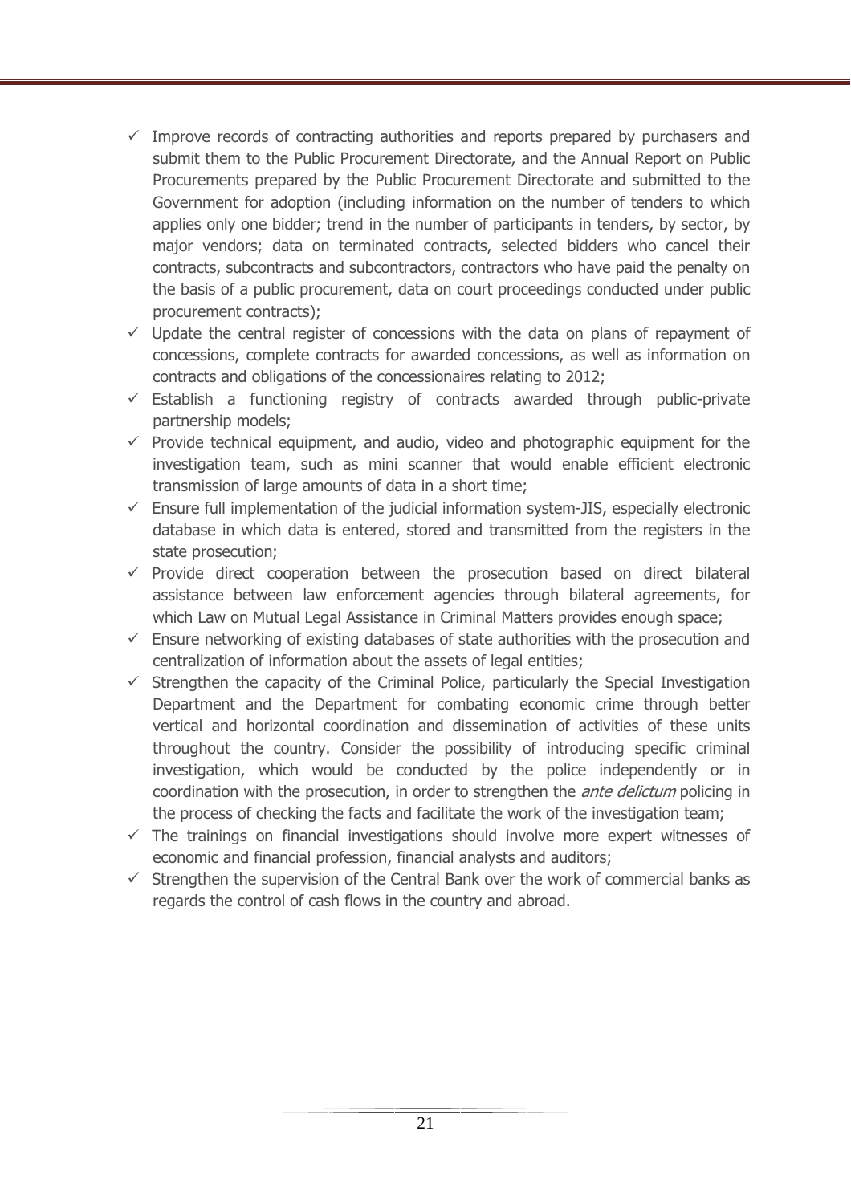- Improve records of contracting authorities and reports prepared by purchasers and submit them to the Public Procurement Directorate, and the Annual Report on Public Procurements prepared by the Public Procurement Directorate and submitted to the Government for adoption (including information on the number of tenders to which applies only one bidder; trend in the number of participants in tenders, by sector, by major vendors; data on terminated contracts, selected bidders who cancel their contracts, subcontracts and subcontractors, contractors who have paid the penalty on the basis of a public procurement, data on court proceedings conducted under public procurement contracts);
- Update the central register of concessions with the data on plans of repayment of concessions, complete contracts for awarded concessions, as well as information on contracts and obligations of the concessionaires relating to 2012;
- Establish a functioning registry of contracts awarded through public-private partnership models;
- Provide technical equipment, and audio, video and photographic equipment for the investigation team, such as mini scanner that would enable efficient electronic transmission of large amounts of data in a short time;
- Ensure full implementation of the judicial information system-JIS, especially electronic database in which data is entered, stored and transmitted from the registers in the state prosecution;
- Provide direct cooperation between the prosecution based on direct bilateral assistance between law enforcement agencies through bilateral agreements, for which Law on Mutual Legal Assistance in Criminal Matters provides enough space;
- Ensure networking of existing databases of state authorities with the prosecution and centralization of information about the assets of legal entities;
- Strengthen the capacity of the Criminal Police, particularly the Special Investigation Department and the Department for combating economic crime through better vertical and horizontal coordination and dissemination of activities of these units throughout the country. Consider the possibility of introducing specific criminal investigation, which would be conducted by the police independently or in coordination with the prosecution, in order to strengthen the *ante delictum* policing in the process of checking the facts and facilitate the work of the investigation team;
- The trainings on financial investigations should involve more expert witnesses of economic and financial profession, financial analysts and auditors;
- Strengthen the supervision of the Central Bank over the work of commercial banks as regards the control of cash flows in the country and abroad.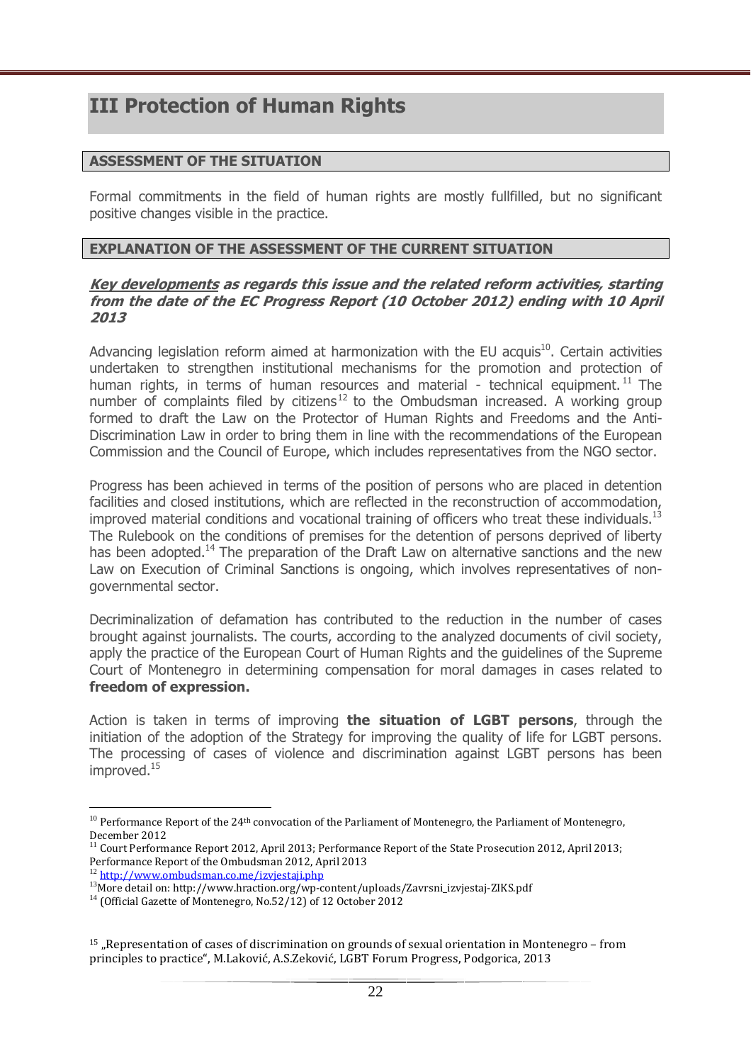# III Protection of Human Rights

## ASSESSMENT OF THE SITUATION

Formal commitments in the field of human rights are mostly fullfilled, but no significant positive changes visible in the practice.

## EXPLANATION OF THE ASSESSMENT OF THE CURRENT SITUATION

### ***Key developments* as regards this issue and the related reform activities, starting from the date of the EC Progress Report (10 October 2012) ending with 10 April 2013**

Advancing legislation reform aimed at harmonization with the EU acquis[10]. Certain activities undertaken to strengthen institutional mechanisms for the promotion and protection of human rights, in terms of human resources and material - technical equipment.[11] The number of complaints filed by citizens[12] to the Ombudsman increased. A working group formed to draft the Law on the Protector of Human Rights and Freedoms and the Anti-Discrimination Law in order to bring them in line with the recommendations of the European Commission and the Council of Europe, which includes representatives from the NGO sector.

Progress has been achieved in terms of the position of persons who are placed in detention facilities and closed institutions, which are reflected in the reconstruction of accommodation, improved material conditions and vocational training of officers who treat these individuals.[13] The Rulebook on the conditions of premises for the detention of persons deprived of liberty has been adopted.[14] The preparation of the Draft Law on alternative sanctions and the new Law on Execution of Criminal Sanctions is ongoing, which involves representatives of non-governmental sector.

Decriminalization of defamation has contributed to the reduction in the number of cases brought against journalists. The courts, according to the analyzed documents of civil society, apply the practice of the European Court of Human Rights and the guidelines of the Supreme Court of Montenegro in determining compensation for moral damages in cases related to **freedom of expression.**

Action is taken in terms of improving **the situation of LGBT persons**, through the initiation of the adoption of the Strategy for improving the quality of life for LGBT persons. The processing of cases of violence and discrimination against LGBT persons has been improved.[15]

---

[10] Performance Report of the 24th convocation of the Parliament of Montenegro, the Parliament of Montenegro, December 2012

[11] Court Performance Report 2012, April 2013; Performance Report of the State Prosecution 2012, April 2013; Performance Report of the Ombudsman 2012, April 2013

[12] http://www.ombudsman.co.me/izvjestaji.php

[13] More detail on: http://www.hraction.org/wp-content/uploads/Zavrsni_izvjestaj-ZIKS.pdf

[14] (Official Gazette of Montenegro, No.52/12) of 12 October 2012

[15] „Representation of cases of discrimination on grounds of sexual orientation in Montenegro – from principles to practice", M.Laković, A.S.Zeković, LGBT Forum Progress, Podgorica, 2013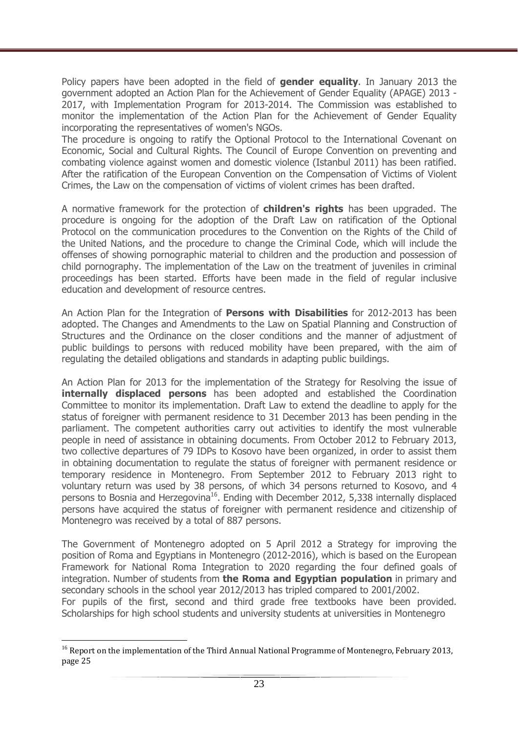Policy papers have been adopted in the field of **gender equality**. In January 2013 the government adopted an Action Plan for the Achievement of Gender Equality (APAGE) 2013 - 2017, with Implementation Program for 2013-2014. The Commission was established to monitor the implementation of the Action Plan for the Achievement of Gender Equality incorporating the representatives of women's NGOs.
The procedure is ongoing to ratify the Optional Protocol to the International Covenant on Economic, Social and Cultural Rights. The Council of Europe Convention on preventing and combating violence against women and domestic violence (Istanbul 2011) has been ratified. After the ratification of the European Convention on the Compensation of Victims of Violent Crimes, the Law on the compensation of victims of violent crimes has been drafted.

A normative framework for the protection of **children's rights** has been upgraded. The procedure is ongoing for the adoption of the Draft Law on ratification of the Optional Protocol on the communication procedures to the Convention on the Rights of the Child of the United Nations, and the procedure to change the Criminal Code, which will include the offenses of showing pornographic material to children and the production and possession of child pornography. The implementation of the Law on the treatment of juveniles in criminal proceedings has been started. Efforts have been made in the field of regular inclusive education and development of resource centres.

An Action Plan for the Integration of **Persons with Disabilities** for 2012-2013 has been adopted. The Changes and Amendments to the Law on Spatial Planning and Construction of Structures and the Ordinance on the closer conditions and the manner of adjustment of public buildings to persons with reduced mobility have been prepared, with the aim of regulating the detailed obligations and standards in adapting public buildings.

An Action Plan for 2013 for the implementation of the Strategy for Resolving the issue of **internally displaced persons** has been adopted and established the Coordination Committee to monitor its implementation. Draft Law to extend the deadline to apply for the status of foreigner with permanent residence to 31 December 2013 has been pending in the parliament. The competent authorities carry out activities to identify the most vulnerable people in need of assistance in obtaining documents. From October 2012 to February 2013, two collective departures of 79 IDPs to Kosovo have been organized, in order to assist them in obtaining documentation to regulate the status of foreigner with permanent residence or temporary residence in Montenegro. From September 2012 to February 2013 right to voluntary return was used by 38 persons, of which 34 persons returned to Kosovo, and 4 persons to Bosnia and Herzegovina[16]. Ending with December 2012, 5,338 internally displaced persons have acquired the status of foreigner with permanent residence and citizenship of Montenegro was received by a total of 887 persons.

The Government of Montenegro adopted on 5 April 2012 a Strategy for improving the position of Roma and Egyptians in Montenegro (2012-2016), which is based on the European Framework for National Roma Integration to 2020 regarding the four defined goals of integration. Number of students from **the Roma and Egyptian population** in primary and secondary schools in the school year 2012/2013 has tripled compared to 2001/2002.
For pupils of the first, second and third grade free textbooks have been provided. Scholarships for high school students and university students at universities in Montenegro

[16] Report on the implementation of the Third Annual National Programme of Montenegro, February 2013, page 25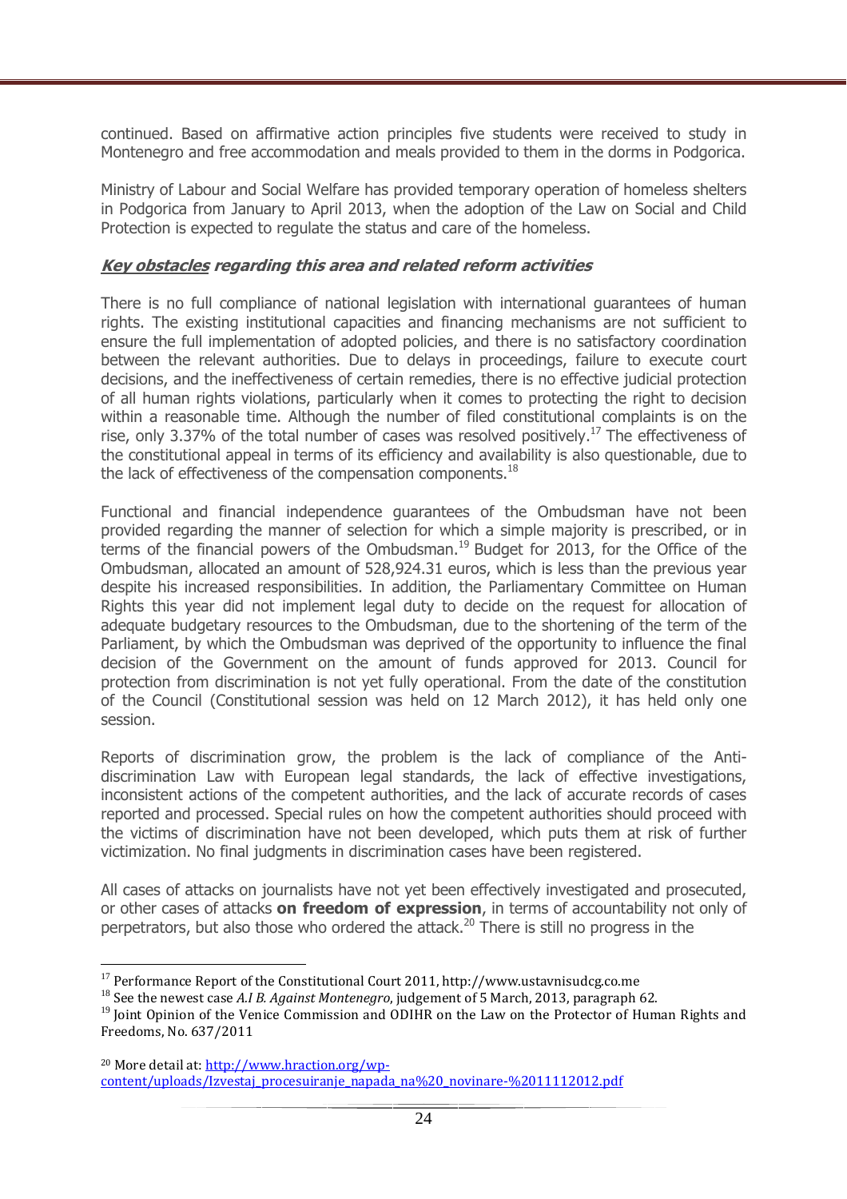continued. Based on affirmative action principles five students were received to study in Montenegro and free accommodation and meals provided to them in the dorms in Podgorica.

Ministry of Labour and Social Welfare has provided temporary operation of homeless shelters in Podgorica from January to April 2013, when the adoption of the Law on Social and Child Protection is expected to regulate the status and care of the homeless.

***Key obstacles* regarding this area and related reform activities**

There is no full compliance of national legislation with international guarantees of human rights. The existing institutional capacities and financing mechanisms are not sufficient to ensure the full implementation of adopted policies, and there is no satisfactory coordination between the relevant authorities. Due to delays in proceedings, failure to execute court decisions, and the ineffectiveness of certain remedies, there is no effective judicial protection of all human rights violations, particularly when it comes to protecting the right to decision within a reasonable time. Although the number of filed constitutional complaints is on the rise, only 3.37% of the total number of cases was resolved positively.[17] The effectiveness of the constitutional appeal in terms of its efficiency and availability is also questionable, due to the lack of effectiveness of the compensation components.[18]

Functional and financial independence guarantees of the Ombudsman have not been provided regarding the manner of selection for which a simple majority is prescribed, or in terms of the financial powers of the Ombudsman.[19] Budget for 2013, for the Office of the Ombudsman, allocated an amount of 528,924.31 euros, which is less than the previous year despite his increased responsibilities. In addition, the Parliamentary Committee on Human Rights this year did not implement legal duty to decide on the request for allocation of adequate budgetary resources to the Ombudsman, due to the shortening of the term of the Parliament, by which the Ombudsman was deprived of the opportunity to influence the final decision of the Government on the amount of funds approved for 2013. Council for protection from discrimination is not yet fully operational. From the date of the constitution of the Council (Constitutional session was held on 12 March 2012), it has held only one session.

Reports of discrimination grow, the problem is the lack of compliance of the Anti-discrimination Law with European legal standards, the lack of effective investigations, inconsistent actions of the competent authorities, and the lack of accurate records of cases reported and processed. Special rules on how the competent authorities should proceed with the victims of discrimination have not been developed, which puts them at risk of further victimization. No final judgments in discrimination cases have been registered.

All cases of attacks on journalists have not yet been effectively investigated and prosecuted, or other cases of attacks **on freedom of expression**, in terms of accountability not only of perpetrators, but also those who ordered the attack.[20] There is still no progress in the

---

[17] Performance Report of the Constitutional Court 2011, http://www.ustavnisudcg.co.me

[18] See the newest case *A.I B. Against Montenegro*, judgement of 5 March, 2013, paragraph 62.

[19] Joint Opinion of the Venice Commission and ODIHR on the Law on the Protector of Human Rights and Freedoms, No. 637/2011

[20] More detail at: http://www.hraction.org/wp-content/uploads/Izvestaj_procesuiranje_napada_na%20_novinare-%2011112012.pdf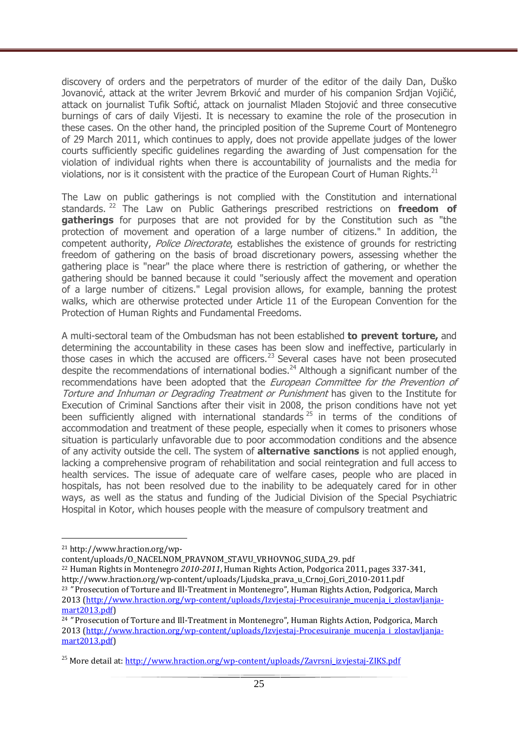discovery of orders and the perpetrators of murder of the editor of the daily Dan, Duško Jovanović, attack at the writer Jevrem Brković and murder of his companion Srdjan Vojičić, attack on journalist Tufik Softić, attack on journalist Mladen Stojović and three consecutive burnings of cars of daily Vijesti. It is necessary to examine the role of the prosecution in these cases. On the other hand, the principled position of the Supreme Court of Montenegro of 29 March 2011, which continues to apply, does not provide appellate judges of the lower courts sufficiently specific guidelines regarding the awarding of Just compensation for the violation of individual rights when there is accountability of journalists and the media for violations, nor is it consistent with the practice of the European Court of Human Rights.[21]

The Law on public gatherings is not complied with the Constitution and international standards.[22] The Law on Public Gatherings prescribed restrictions on **freedom of gatherings** for purposes that are not provided for by the Constitution such as "the protection of movement and operation of a large number of citizens." In addition, the competent authority, *Police Directorate*, establishes the existence of grounds for restricting freedom of gathering on the basis of broad discretionary powers, assessing whether the gathering place is "near" the place where there is restriction of gathering, or whether the gathering should be banned because it could "seriously affect the movement and operation of a large number of citizens." Legal provision allows, for example, banning the protest walks, which are otherwise protected under Article 11 of the European Convention for the Protection of Human Rights and Fundamental Freedoms.

A multi-sectoral team of the Ombudsman has not been established **to prevent torture,** and determining the accountability in these cases has been slow and ineffective, particularly in those cases in which the accused are officers.[23] Several cases have not been prosecuted despite the recommendations of international bodies.[24] Although a significant number of the recommendations have been adopted that the *European Committee for the Prevention of Torture and Inhuman or Degrading Treatment or Punishment* has given to the Institute for Execution of Criminal Sanctions after their visit in 2008, the prison conditions have not yet been sufficiently aligned with international standards[25] in terms of the conditions of accommodation and treatment of these people, especially when it comes to prisoners whose situation is particularly unfavorable due to poor accommodation conditions and the absence of any activity outside the cell. The system of **alternative sanctions** is not applied enough, lacking a comprehensive program of rehabilitation and social reintegration and full access to health services. The issue of adequate care of welfare cases, people who are placed in hospitals, has not been resolved due to the inability to be adequately cared for in other ways, as well as the status and funding of the Judicial Division of the Special Psychiatric Hospital in Kotor, which houses people with the measure of compulsory treatment and

---

[21] http://www.hraction.org/wp-content/uploads/O_NACELNOM_PRAVNOM_STAVU_VRHOVNOG_SUDA_29. pdf

[22] Human Rights in Montenegro *2010-2011*, Human Rights Action, Podgorica 2011, pages 337-341, http://www.hraction.org/wp-content/uploads/Ljudska_prava_u_Crnoj_Gori_2010-2011.pdf

[23] "Prosecution of Torture and Ill-Treatment in Montenegro", Human Rights Action, Podgorica, March 2013 (http://www.hraction.org/wp-content/uploads/Izvjestaj-Procesuiranje_mucenja_i_zlostavljanja-mart2013.pdf)

[24] "Prosecution of Torture and Ill-Treatment in Montenegro", Human Rights Action, Podgorica, March 2013 (http://www.hraction.org/wp-content/uploads/Izvjestaj-Procesuiranje_mucenja_i_zlostavljanja-mart2013.pdf)

[25] More detail at: http://www.hraction.org/wp-content/uploads/Zavrsni_izvjestaj-ZIKS.pdf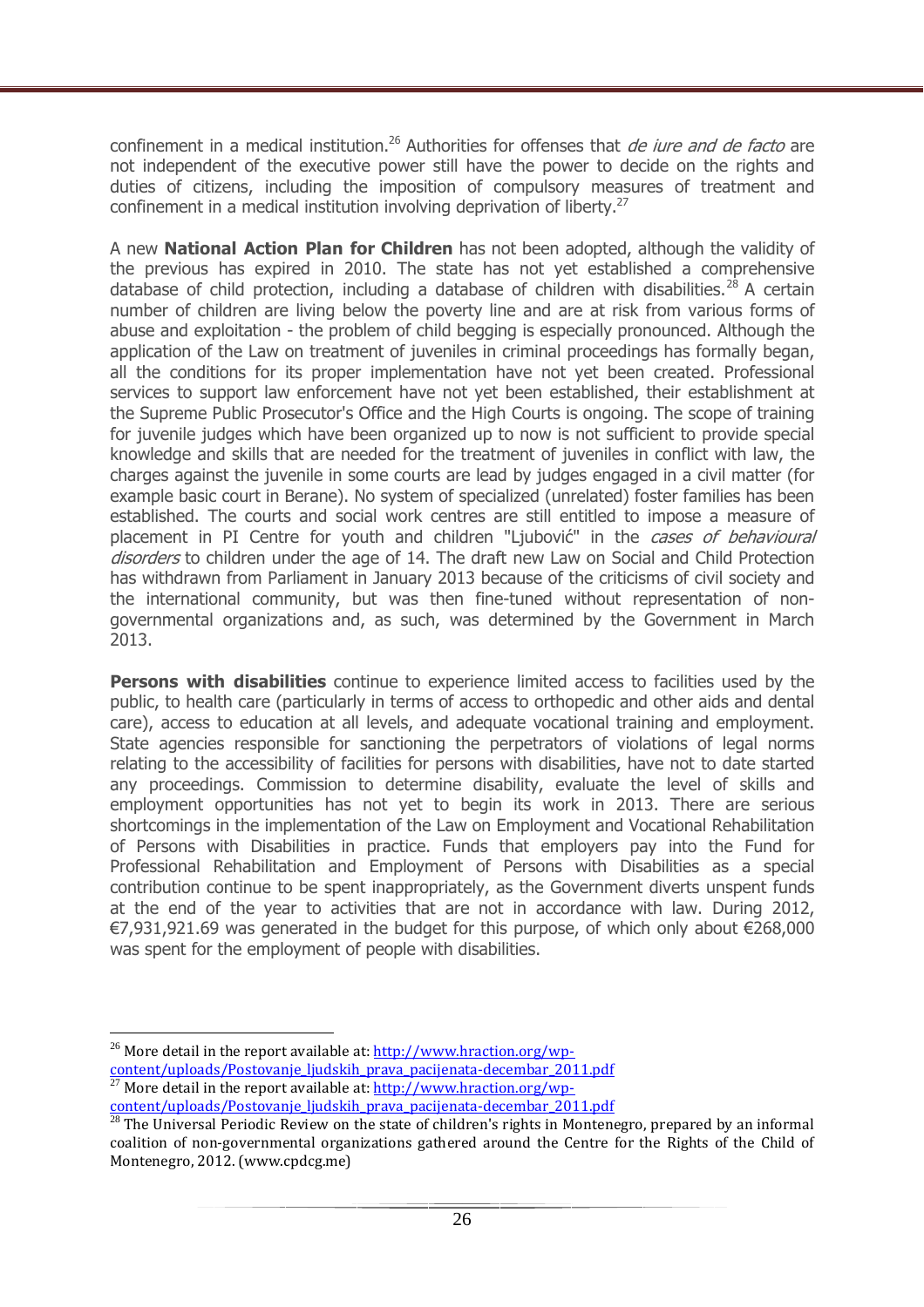confinement in a medical institution.[26] Authorities for offenses that *de iure and de facto* are not independent of the executive power still have the power to decide on the rights and duties of citizens, including the imposition of compulsory measures of treatment and confinement in a medical institution involving deprivation of liberty.[27]

A new **National Action Plan for Children** has not been adopted, although the validity of the previous has expired in 2010. The state has not yet established a comprehensive database of child protection, including a database of children with disabilities.[28] A certain number of children are living below the poverty line and are at risk from various forms of abuse and exploitation - the problem of child begging is especially pronounced. Although the application of the Law on treatment of juveniles in criminal proceedings has formally began, all the conditions for its proper implementation have not yet been created. Professional services to support law enforcement have not yet been established, their establishment at the Supreme Public Prosecutor's Office and the High Courts is ongoing. The scope of training for juvenile judges which have been organized up to now is not sufficient to provide special knowledge and skills that are needed for the treatment of juveniles in conflict with law, the charges against the juvenile in some courts are lead by judges engaged in a civil matter (for example basic court in Berane). No system of specialized (unrelated) foster families has been established. The courts and social work centres are still entitled to impose a measure of placement in PI Centre for youth and children "Ljubović" in the *cases of behavioural disorders* to children under the age of 14. The draft new Law on Social and Child Protection has withdrawn from Parliament in January 2013 because of the criticisms of civil society and the international community, but was then fine-tuned without representation of non-governmental organizations and, as such, was determined by the Government in March 2013.

**Persons with disabilities** continue to experience limited access to facilities used by the public, to health care (particularly in terms of access to orthopedic and other aids and dental care), access to education at all levels, and adequate vocational training and employment. State agencies responsible for sanctioning the perpetrators of violations of legal norms relating to the accessibility of facilities for persons with disabilities, have not to date started any proceedings. Commission to determine disability, evaluate the level of skills and employment opportunities has not yet to begin its work in 2013. There are serious shortcomings in the implementation of the Law on Employment and Vocational Rehabilitation of Persons with Disabilities in practice. Funds that employers pay into the Fund for Professional Rehabilitation and Employment of Persons with Disabilities as a special contribution continue to be spent inappropriately, as the Government diverts unspent funds at the end of the year to activities that are not in accordance with law. During 2012, €7,931,921.69 was generated in the budget for this purpose, of which only about €268,000 was spent for the employment of people with disabilities.

---

[26] More detail in the report available at: http://www.hraction.org/wp-content/uploads/Postovanje_ljudskih_prava_pacijenata-decembar_2011.pdf

[27] More detail in the report available at: http://www.hraction.org/wp-content/uploads/Postovanje_ljudskih_prava_pacijenata-decembar_2011.pdf

[28] The Universal Periodic Review on the state of children's rights in Montenegro, prepared by an informal coalition of non-governmental organizations gathered around the Centre for the Rights of the Child of Montenegro, 2012. (www.cpdcg.me)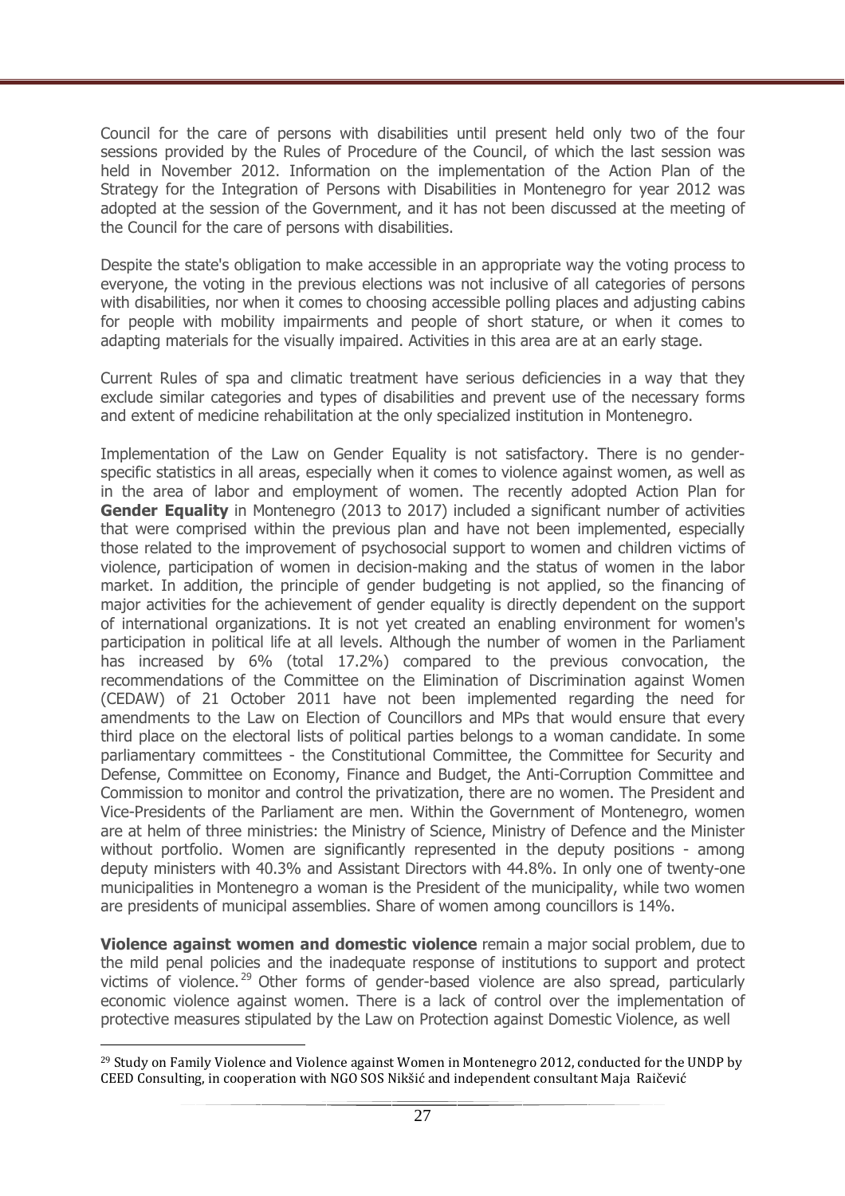Council for the care of persons with disabilities until present held only two of the four sessions provided by the Rules of Procedure of the Council, of which the last session was held in November 2012. Information on the implementation of the Action Plan of the Strategy for the Integration of Persons with Disabilities in Montenegro for year 2012 was adopted at the session of the Government, and it has not been discussed at the meeting of the Council for the care of persons with disabilities.

Despite the state's obligation to make accessible in an appropriate way the voting process to everyone, the voting in the previous elections was not inclusive of all categories of persons with disabilities, nor when it comes to choosing accessible polling places and adjusting cabins for people with mobility impairments and people of short stature, or when it comes to adapting materials for the visually impaired. Activities in this area are at an early stage.

Current Rules of spa and climatic treatment have serious deficiencies in a way that they exclude similar categories and types of disabilities and prevent use of the necessary forms and extent of medicine rehabilitation at the only specialized institution in Montenegro.

Implementation of the Law on Gender Equality is not satisfactory. There is no gender-specific statistics in all areas, especially when it comes to violence against women, as well as in the area of labor and employment of women. The recently adopted Action Plan for **Gender Equality** in Montenegro (2013 to 2017) included a significant number of activities that were comprised within the previous plan and have not been implemented, especially those related to the improvement of psychosocial support to women and children victims of violence, participation of women in decision-making and the status of women in the labor market. In addition, the principle of gender budgeting is not applied, so the financing of major activities for the achievement of gender equality is directly dependent on the support of international organizations. It is not yet created an enabling environment for women's participation in political life at all levels. Although the number of women in the Parliament has increased by 6% (total 17.2%) compared to the previous convocation, the recommendations of the Committee on the Elimination of Discrimination against Women (CEDAW) of 21 October 2011 have not been implemented regarding the need for amendments to the Law on Election of Councillors and MPs that would ensure that every third place on the electoral lists of political parties belongs to a woman candidate. In some parliamentary committees - the Constitutional Committee, the Committee for Security and Defense, Committee on Economy, Finance and Budget, the Anti-Corruption Committee and Commission to monitor and control the privatization, there are no women. The President and Vice-Presidents of the Parliament are men. Within the Government of Montenegro, women are at helm of three ministries: the Ministry of Science, Ministry of Defence and the Minister without portfolio. Women are significantly represented in the deputy positions - among deputy ministers with 40.3% and Assistant Directors with 44.8%. In only one of twenty-one municipalities in Montenegro a woman is the President of the municipality, while two women are presidents of municipal assemblies. Share of women among councillors is 14%.

**Violence against women and domestic violence** remain a major social problem, due to the mild penal policies and the inadequate response of institutions to support and protect victims of violence.[29] Other forms of gender-based violence are also spread, particularly economic violence against women. There is a lack of control over the implementation of protective measures stipulated by the Law on Protection against Domestic Violence, as well

[29] Study on Family Violence and Violence against Women in Montenegro 2012, conducted for the UNDP by CEED Consulting, in cooperation with NGO SOS Nikšić and independent consultant Maja Raičević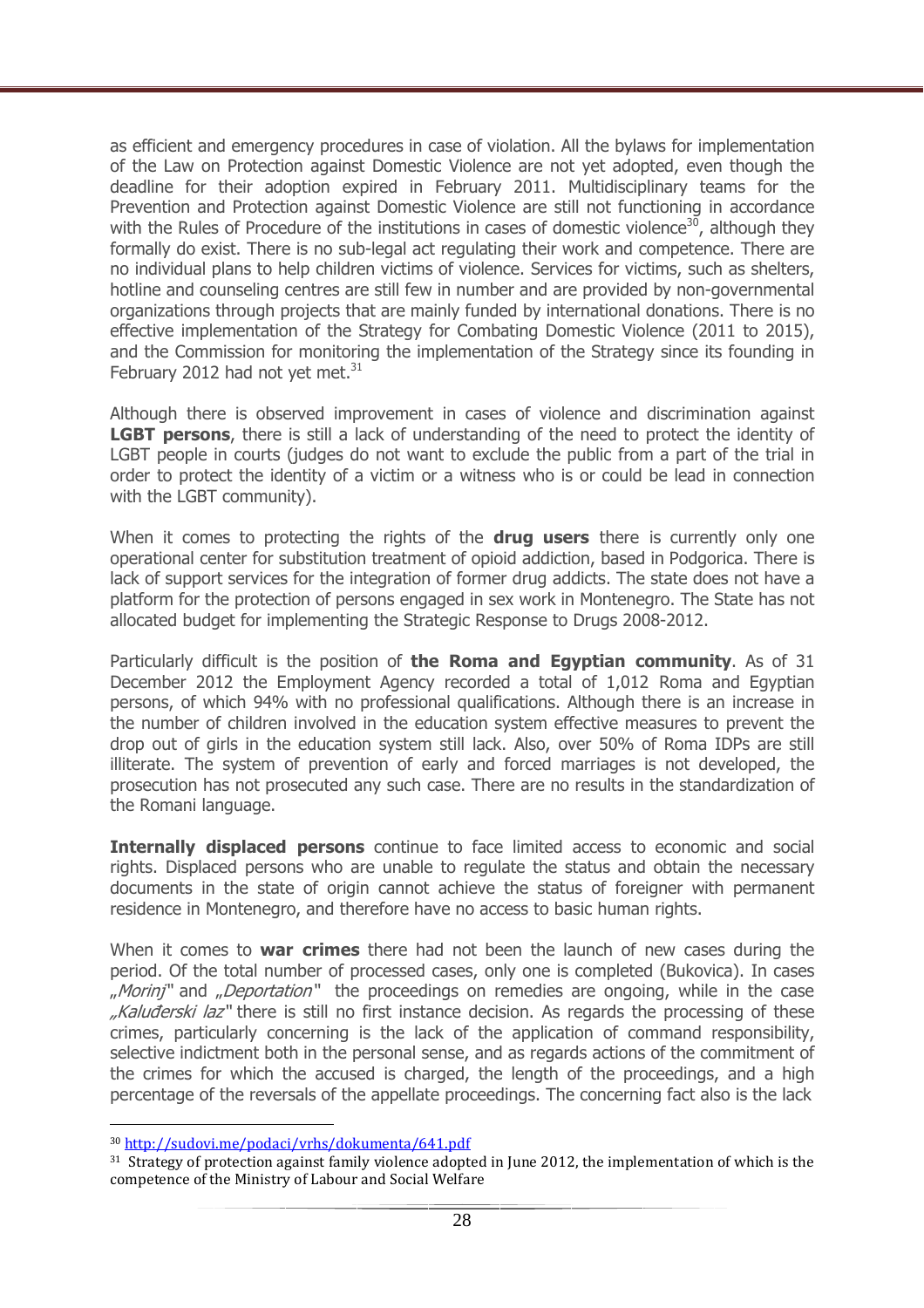as efficient and emergency procedures in case of violation. All the bylaws for implementation of the Law on Protection against Domestic Violence are not yet adopted, even though the deadline for their adoption expired in February 2011. Multidisciplinary teams for the Prevention and Protection against Domestic Violence are still not functioning in accordance with the Rules of Procedure of the institutions in cases of domestic violence[30], although they formally do exist. There is no sub-legal act regulating their work and competence. There are no individual plans to help children victims of violence. Services for victims, such as shelters, hotline and counseling centres are still few in number and are provided by non-governmental organizations through projects that are mainly funded by international donations. There is no effective implementation of the Strategy for Combating Domestic Violence (2011 to 2015), and the Commission for monitoring the implementation of the Strategy since its founding in February 2012 had not yet met.[31]

Although there is observed improvement in cases of violence and discrimination against **LGBT persons**, there is still a lack of understanding of the need to protect the identity of LGBT people in courts (judges do not want to exclude the public from a part of the trial in order to protect the identity of a victim or a witness who is or could be lead in connection with the LGBT community).

When it comes to protecting the rights of the **drug users** there is currently only one operational center for substitution treatment of opioid addiction, based in Podgorica. There is lack of support services for the integration of former drug addicts. The state does not have a platform for the protection of persons engaged in sex work in Montenegro. The State has not allocated budget for implementing the Strategic Response to Drugs 2008-2012.

Particularly difficult is the position of **the Roma and Egyptian community**. As of 31 December 2012 the Employment Agency recorded a total of 1,012 Roma and Egyptian persons, of which 94% with no professional qualifications. Although there is an increase in the number of children involved in the education system effective measures to prevent the drop out of girls in the education system still lack. Also, over 50% of Roma IDPs are still illiterate. The system of prevention of early and forced marriages is not developed, the prosecution has not prosecuted any such case. There are no results in the standardization of the Romani language.

**Internally displaced persons** continue to face limited access to economic and social rights. Displaced persons who are unable to regulate the status and obtain the necessary documents in the state of origin cannot achieve the status of foreigner with permanent residence in Montenegro, and therefore have no access to basic human rights.

When it comes to **war crimes** there had not been the launch of new cases during the period. Of the total number of processed cases, only one is completed (Bukovica). In cases „*Morinj*" and „*Deportation*" the proceedings on remedies are ongoing, while in the case „*Kaluđerski laz*" there is still no first instance decision. As regards the processing of these crimes, particularly concerning is the lack of the application of command responsibility, selective indictment both in the personal sense, and as regards actions of the commitment of the crimes for which the accused is charged, the length of the proceedings, and a high percentage of the reversals of the appellate proceedings. The concerning fact also is the lack

---

[30] http://sudovi.me/podaci/vrhs/dokumenta/641.pdf

[31] Strategy of protection against family violence adopted in June 2012, the implementation of which is the competence of the Ministry of Labour and Social Welfare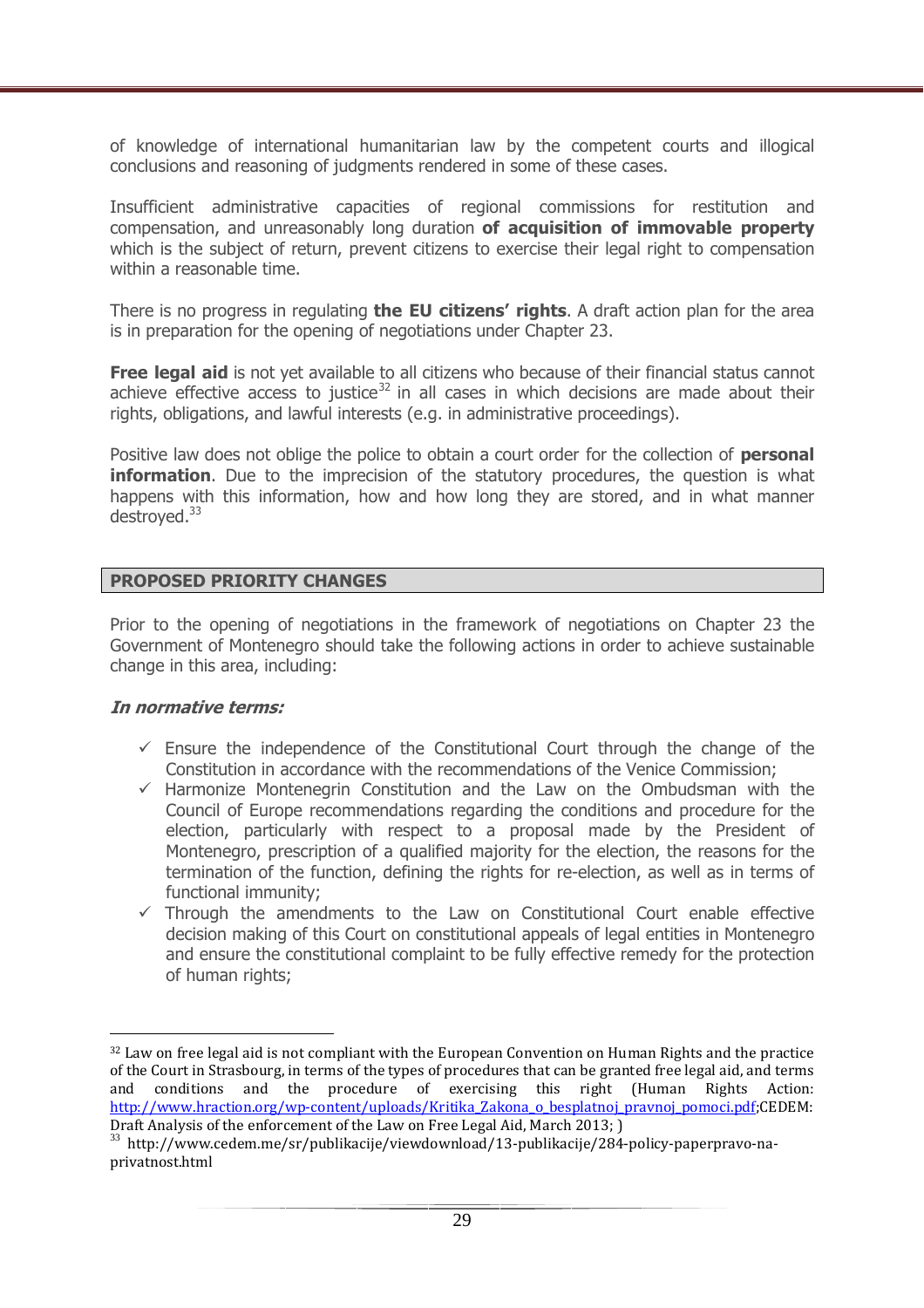of knowledge of international humanitarian law by the competent courts and illogical conclusions and reasoning of judgments rendered in some of these cases.

Insufficient administrative capacities of regional commissions for restitution and compensation, and unreasonably long duration **of acquisition of immovable property** which is the subject of return, prevent citizens to exercise their legal right to compensation within a reasonable time.

There is no progress in regulating **the EU citizens' rights**. A draft action plan for the area is in preparation for the opening of negotiations under Chapter 23.

**Free legal aid** is not yet available to all citizens who because of their financial status cannot achieve effective access to justice[32] in all cases in which decisions are made about their rights, obligations, and lawful interests (e.g. in administrative proceedings).

Positive law does not oblige the police to obtain a court order for the collection of **personal information**. Due to the imprecision of the statutory procedures, the question is what happens with this information, how and how long they are stored, and in what manner destroyed.[33]

## PROPOSED PRIORITY CHANGES

Prior to the opening of negotiations in the framework of negotiations on Chapter 23 the Government of Montenegro should take the following actions in order to achieve sustainable change in this area, including:

***In normative terms:***

- ✓ Ensure the independence of the Constitutional Court through the change of the Constitution in accordance with the recommendations of the Venice Commission;
- ✓ Harmonize Montenegrin Constitution and the Law on the Ombudsman with the Council of Europe recommendations regarding the conditions and procedure for the election, particularly with respect to a proposal made by the President of Montenegro, prescription of a qualified majority for the election, the reasons for the termination of the function, defining the rights for re-election, as well as in terms of functional immunity;
- ✓ Through the amendments to the Law on Constitutional Court enable effective decision making of this Court on constitutional appeals of legal entities in Montenegro and ensure the constitutional complaint to be fully effective remedy for the protection of human rights;

---

[32] Law on free legal aid is not compliant with the European Convention on Human Rights and the practice of the Court in Strasbourg, in terms of the types of procedures that can be granted free legal aid, and terms and conditions and the procedure of exercising this right (Human Rights Action: http://www.hraction.org/wp-content/uploads/Kritika_Zakona_o_besplatnoj_pravnoj_pomoci.pdf;CEDEM: Draft Analysis of the enforcement of the Law on Free Legal Aid, March 2013; )

[33] http://www.cedem.me/sr/publikacije/viewdownload/13-publikacije/284-policy-paperpravo-na-privatnost.html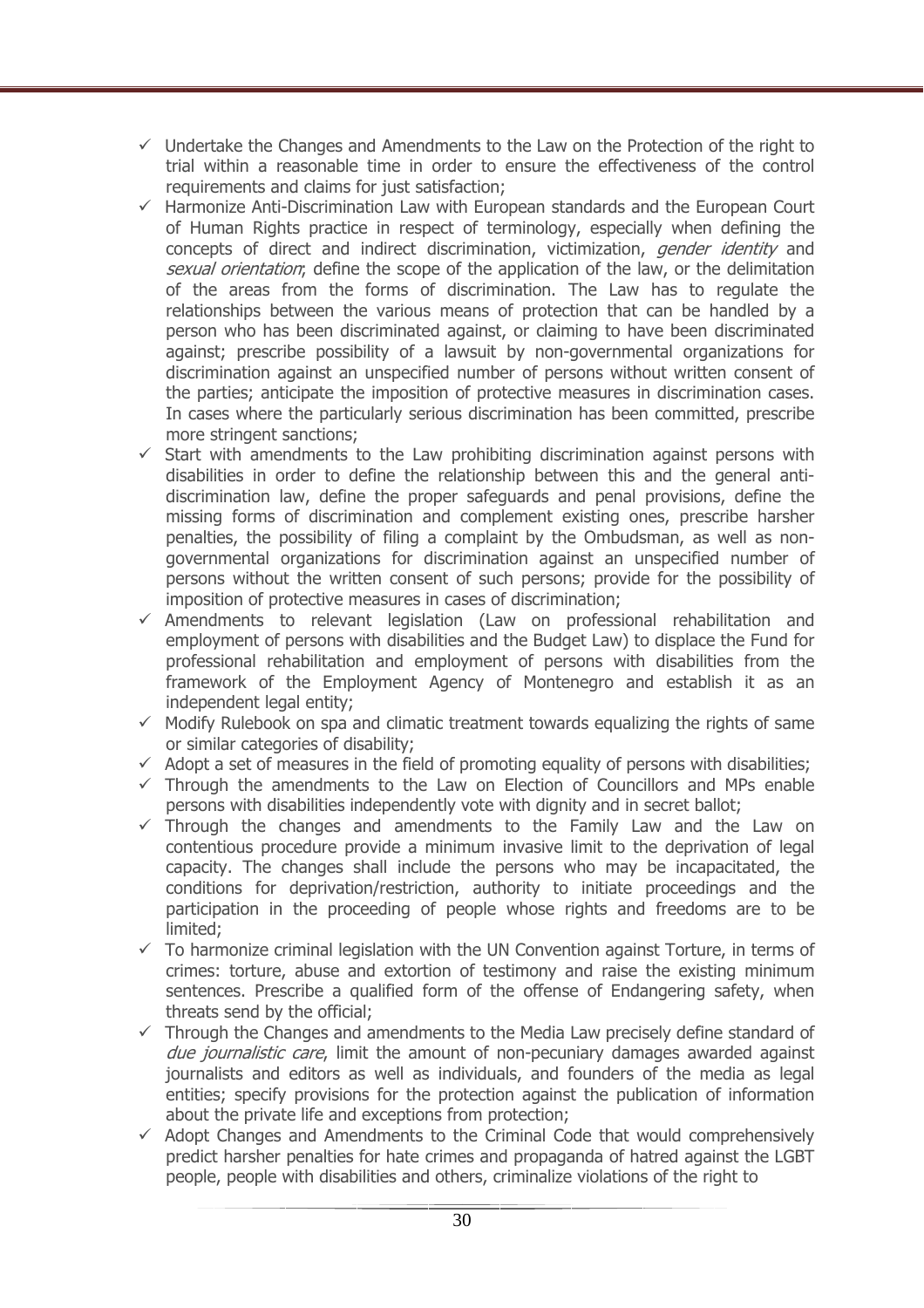- ✓ Undertake the Changes and Amendments to the Law on the Protection of the right to trial within a reasonable time in order to ensure the effectiveness of the control requirements and claims for just satisfaction;
- ✓ Harmonize Anti-Discrimination Law with European standards and the European Court of Human Rights practice in respect of terminology, especially when defining the concepts of direct and indirect discrimination, victimization, *gender identity* and *sexual orientation*; define the scope of the application of the law, or the delimitation of the areas from the forms of discrimination. The Law has to regulate the relationships between the various means of protection that can be handled by a person who has been discriminated against, or claiming to have been discriminated against; prescribe possibility of a lawsuit by non-governmental organizations for discrimination against an unspecified number of persons without written consent of the parties; anticipate the imposition of protective measures in discrimination cases. In cases where the particularly serious discrimination has been committed, prescribe more stringent sanctions;
- ✓ Start with amendments to the Law prohibiting discrimination against persons with disabilities in order to define the relationship between this and the general anti-discrimination law, define the proper safeguards and penal provisions, define the missing forms of discrimination and complement existing ones, prescribe harsher penalties, the possibility of filing a complaint by the Ombudsman, as well as non-governmental organizations for discrimination against an unspecified number of persons without the written consent of such persons; provide for the possibility of imposition of protective measures in cases of discrimination;
- ✓ Amendments to relevant legislation (Law on professional rehabilitation and employment of persons with disabilities and the Budget Law) to displace the Fund for professional rehabilitation and employment of persons with disabilities from the framework of the Employment Agency of Montenegro and establish it as an independent legal entity;
- ✓ Modify Rulebook on spa and climatic treatment towards equalizing the rights of same or similar categories of disability;
- ✓ Adopt a set of measures in the field of promoting equality of persons with disabilities;
- ✓ Through the amendments to the Law on Election of Councillors and MPs enable persons with disabilities independently vote with dignity and in secret ballot;
- ✓ Through the changes and amendments to the Family Law and the Law on contentious procedure provide a minimum invasive limit to the deprivation of legal capacity. The changes shall include the persons who may be incapacitated, the conditions for deprivation/restriction, authority to initiate proceedings and the participation in the proceeding of people whose rights and freedoms are to be limited;
- ✓ To harmonize criminal legislation with the UN Convention against Torture, in terms of crimes: torture, abuse and extortion of testimony and raise the existing minimum sentences. Prescribe a qualified form of the offense of Endangering safety, when threats send by the official;
- ✓ Through the Changes and amendments to the Media Law precisely define standard of *due journalistic care*, limit the amount of non-pecuniary damages awarded against journalists and editors as well as individuals, and founders of the media as legal entities; specify provisions for the protection against the publication of information about the private life and exceptions from protection;
- ✓ Adopt Changes and Amendments to the Criminal Code that would comprehensively predict harsher penalties for hate crimes and propaganda of hatred against the LGBT people, people with disabilities and others, criminalize violations of the right to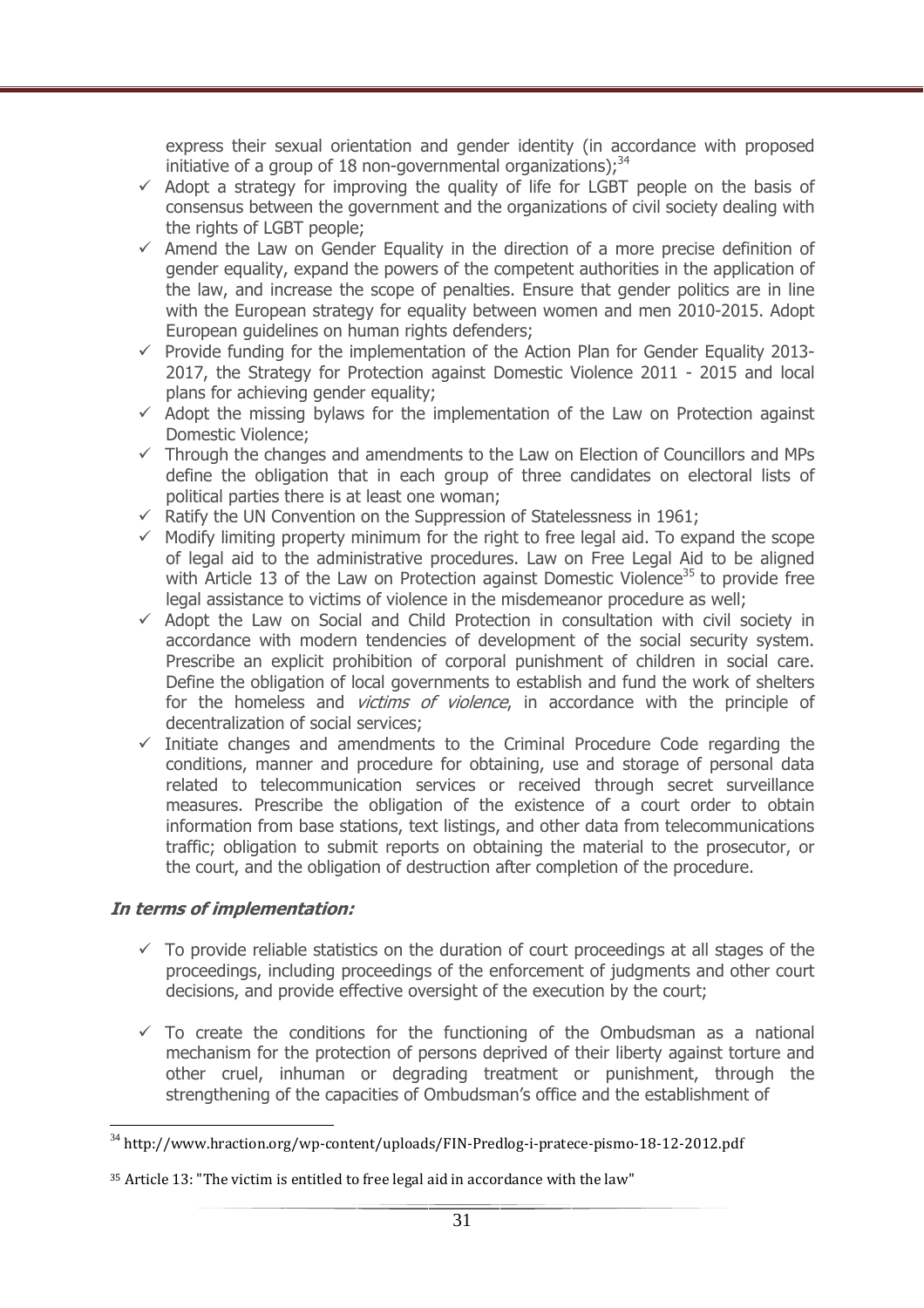express their sexual orientation and gender identity (in accordance with proposed initiative of a group of 18 non-governmental organizations);[34]

- ✓ Adopt a strategy for improving the quality of life for LGBT people on the basis of consensus between the government and the organizations of civil society dealing with the rights of LGBT people;
- ✓ Amend the Law on Gender Equality in the direction of a more precise definition of gender equality, expand the powers of the competent authorities in the application of the law, and increase the scope of penalties. Ensure that gender politics are in line with the European strategy for equality between women and men 2010-2015. Adopt European guidelines on human rights defenders;
- ✓ Provide funding for the implementation of the Action Plan for Gender Equality 2013-2017, the Strategy for Protection against Domestic Violence 2011 - 2015 and local plans for achieving gender equality;
- ✓ Adopt the missing bylaws for the implementation of the Law on Protection against Domestic Violence;
- ✓ Through the changes and amendments to the Law on Election of Councillors and MPs define the obligation that in each group of three candidates on electoral lists of political parties there is at least one woman;
- ✓ Ratify the UN Convention on the Suppression of Statelessness in 1961;
- ✓ Modify limiting property minimum for the right to free legal aid. To expand the scope of legal aid to the administrative procedures. Law on Free Legal Aid to be aligned with Article 13 of the Law on Protection against Domestic Violence[35] to provide free legal assistance to victims of violence in the misdemeanor procedure as well;
- ✓ Adopt the Law on Social and Child Protection in consultation with civil society in accordance with modern tendencies of development of the social security system. Prescribe an explicit prohibition of corporal punishment of children in social care. Define the obligation of local governments to establish and fund the work of shelters for the homeless and *victims of violence*, in accordance with the principle of decentralization of social services;
- ✓ Initiate changes and amendments to the Criminal Procedure Code regarding the conditions, manner and procedure for obtaining, use and storage of personal data related to telecommunication services or received through secret surveillance measures. Prescribe the obligation of the existence of a court order to obtain information from base stations, text listings, and other data from telecommunications traffic; obligation to submit reports on obtaining the material to the prosecutor, or the court, and the obligation of destruction after completion of the procedure.

***In terms of implementation:***

- ✓ To provide reliable statistics on the duration of court proceedings at all stages of the proceedings, including proceedings of the enforcement of judgments and other court decisions, and provide effective oversight of the execution by the court;

- ✓ To create the conditions for the functioning of the Ombudsman as a national mechanism for the protection of persons deprived of their liberty against torture and other cruel, inhuman or degrading treatment or punishment, through the strengthening of the capacities of Ombudsman's office and the establishment of

---

[34] http://www.hraction.org/wp-content/uploads/FIN-Predlog-i-pratece-pismo-18-12-2012.pdf

[35] Article 13: "The victim is entitled to free legal aid in accordance with the law"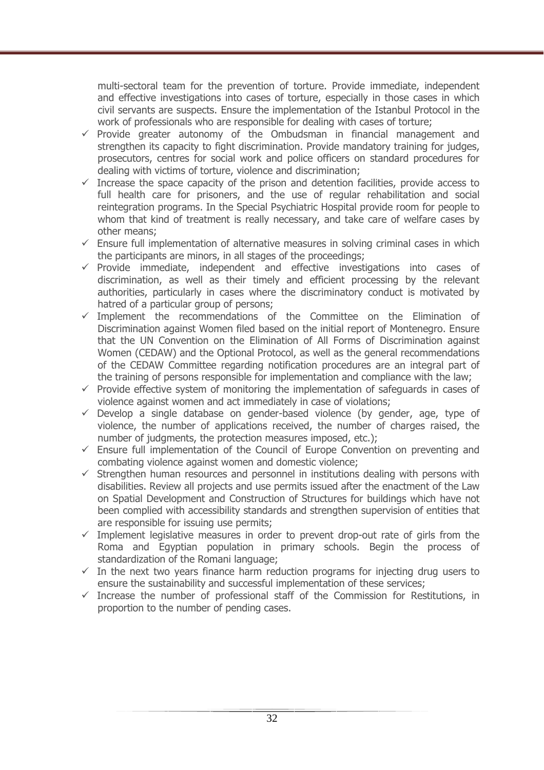multi-sectoral team for the prevention of torture. Provide immediate, independent and effective investigations into cases of torture, especially in those cases in which civil servants are suspects. Ensure the implementation of the Istanbul Protocol in the work of professionals who are responsible for dealing with cases of torture;

- ✓ Provide greater autonomy of the Ombudsman in financial management and strengthen its capacity to fight discrimination. Provide mandatory training for judges, prosecutors, centres for social work and police officers on standard procedures for dealing with victims of torture, violence and discrimination;
- ✓ Increase the space capacity of the prison and detention facilities, provide access to full health care for prisoners, and the use of regular rehabilitation and social reintegration programs. In the Special Psychiatric Hospital provide room for people to whom that kind of treatment is really necessary, and take care of welfare cases by other means;
- ✓ Ensure full implementation of alternative measures in solving criminal cases in which the participants are minors, in all stages of the proceedings;
- ✓ Provide immediate, independent and effective investigations into cases of discrimination, as well as their timely and efficient processing by the relevant authorities, particularly in cases where the discriminatory conduct is motivated by hatred of a particular group of persons;
- ✓ Implement the recommendations of the Committee on the Elimination of Discrimination against Women filed based on the initial report of Montenegro. Ensure that the UN Convention on the Elimination of All Forms of Discrimination against Women (CEDAW) and the Optional Protocol, as well as the general recommendations of the CEDAW Committee regarding notification procedures are an integral part of the training of persons responsible for implementation and compliance with the law;
- ✓ Provide effective system of monitoring the implementation of safeguards in cases of violence against women and act immediately in case of violations;
- ✓ Develop a single database on gender-based violence (by gender, age, type of violence, the number of applications received, the number of charges raised, the number of judgments, the protection measures imposed, etc.);
- ✓ Ensure full implementation of the Council of Europe Convention on preventing and combating violence against women and domestic violence;
- ✓ Strengthen human resources and personnel in institutions dealing with persons with disabilities. Review all projects and use permits issued after the enactment of the Law on Spatial Development and Construction of Structures for buildings which have not been complied with accessibility standards and strengthen supervision of entities that are responsible for issuing use permits;
- ✓ Implement legislative measures in order to prevent drop-out rate of girls from the Roma and Egyptian population in primary schools. Begin the process of standardization of the Romani language;
- ✓ In the next two years finance harm reduction programs for injecting drug users to ensure the sustainability and successful implementation of these services;
- ✓ Increase the number of professional staff of the Commission for Restitutions, in proportion to the number of pending cases.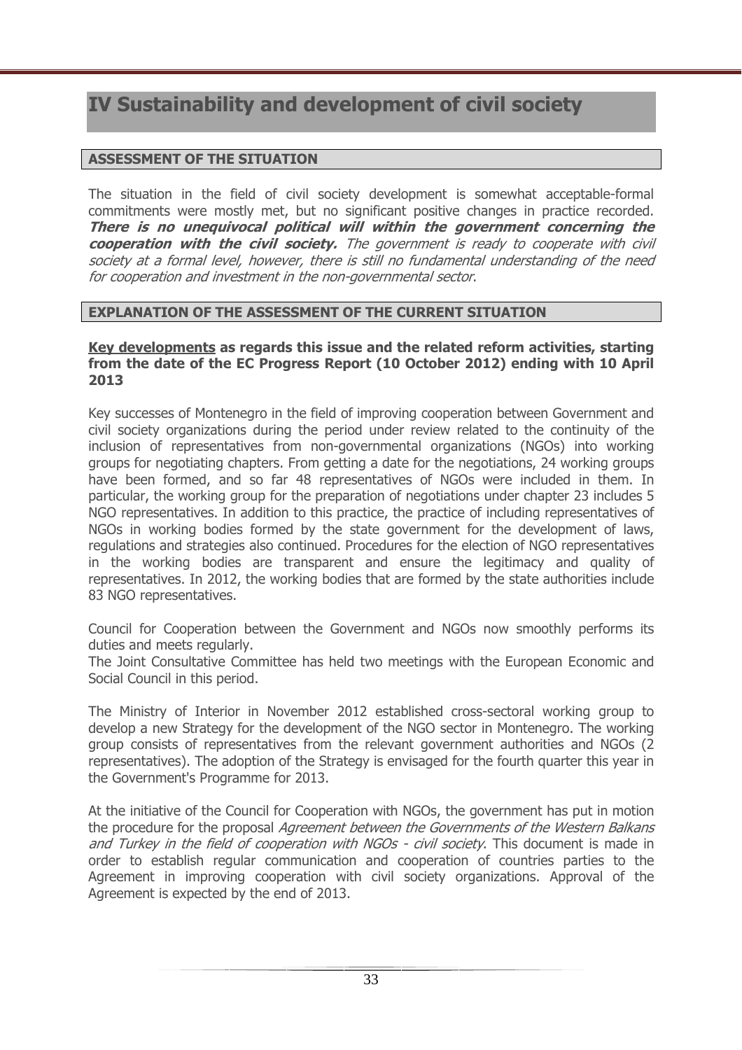# IV Sustainability and development of civil society

## ASSESSMENT OF THE SITUATION

The situation in the field of civil society development is somewhat acceptable-formal commitments were mostly met, but no significant positive changes in practice recorded. ***There is no unequivocal political will within the government concerning the cooperation with the civil society.*** *The government is ready to cooperate with civil society at a formal level, however, there is still no fundamental understanding of the need for cooperation and investment in the non-governmental sector*.

## EXPLANATION OF THE ASSESSMENT OF THE CURRENT SITUATION

**Key developments as regards this issue and the related reform activities, starting from the date of the EC Progress Report (10 October 2012) ending with 10 April 2013**

Key successes of Montenegro in the field of improving cooperation between Government and civil society organizations during the period under review related to the continuity of the inclusion of representatives from non-governmental organizations (NGOs) into working groups for negotiating chapters. From getting a date for the negotiations, 24 working groups have been formed, and so far 48 representatives of NGOs were included in them. In particular, the working group for the preparation of negotiations under chapter 23 includes 5 NGO representatives. In addition to this practice, the practice of including representatives of NGOs in working bodies formed by the state government for the development of laws, regulations and strategies also continued. Procedures for the election of NGO representatives in the working bodies are transparent and ensure the legitimacy and quality of representatives. In 2012, the working bodies that are formed by the state authorities include 83 NGO representatives.

Council for Cooperation between the Government and NGOs now smoothly performs its duties and meets regularly.
The Joint Consultative Committee has held two meetings with the European Economic and Social Council in this period.

The Ministry of Interior in November 2012 established cross-sectoral working group to develop a new Strategy for the development of the NGO sector in Montenegro. The working group consists of representatives from the relevant government authorities and NGOs (2 representatives). The adoption of the Strategy is envisaged for the fourth quarter this year in the Government's Programme for 2013.

At the initiative of the Council for Cooperation with NGOs, the government has put in motion the procedure for the proposal *Agreement between the Governments of the Western Balkans and Turkey in the field of cooperation with NGOs - civil society*. This document is made in order to establish regular communication and cooperation of countries parties to the Agreement in improving cooperation with civil society organizations. Approval of the Agreement is expected by the end of 2013.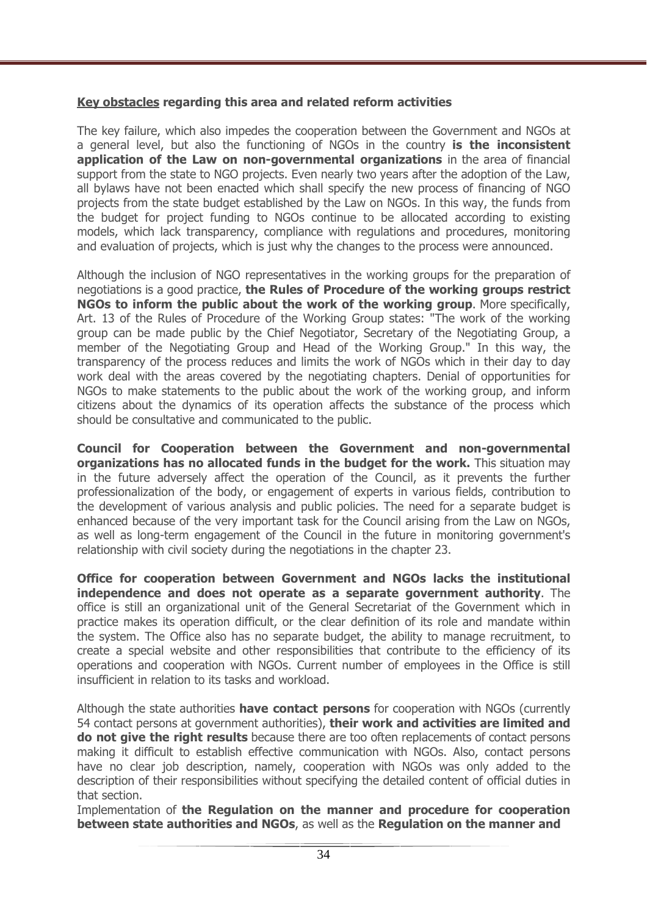**<u>Key obstacles</u> regarding this area and related reform activities**

The key failure, which also impedes the cooperation between the Government and NGOs at a general level, but also the functioning of NGOs in the country **is the inconsistent application of the Law on non-governmental organizations** in the area of financial support from the state to NGO projects. Even nearly two years after the adoption of the Law, all bylaws have not been enacted which shall specify the new process of financing of NGO projects from the state budget established by the Law on NGOs. In this way, the funds from the budget for project funding to NGOs continue to be allocated according to existing models, which lack transparency, compliance with regulations and procedures, monitoring and evaluation of projects, which is just why the changes to the process were announced.

Although the inclusion of NGO representatives in the working groups for the preparation of negotiations is a good practice, **the Rules of Procedure of the working groups restrict NGOs to inform the public about the work of the working group**. More specifically, Art. 13 of the Rules of Procedure of the Working Group states: "The work of the working group can be made public by the Chief Negotiator, Secretary of the Negotiating Group, a member of the Negotiating Group and Head of the Working Group." In this way, the transparency of the process reduces and limits the work of NGOs which in their day to day work deal with the areas covered by the negotiating chapters. Denial of opportunities for NGOs to make statements to the public about the work of the working group, and inform citizens about the dynamics of its operation affects the substance of the process which should be consultative and communicated to the public.

**Council for Cooperation between the Government and non-governmental organizations has no allocated funds in the budget for the work.** This situation may in the future adversely affect the operation of the Council, as it prevents the further professionalization of the body, or engagement of experts in various fields, contribution to the development of various analysis and public policies. The need for a separate budget is enhanced because of the very important task for the Council arising from the Law on NGOs, as well as long-term engagement of the Council in the future in monitoring government's relationship with civil society during the negotiations in the chapter 23.

**Office for cooperation between Government and NGOs lacks the institutional independence and does not operate as a separate government authority**. The office is still an organizational unit of the General Secretariat of the Government which in practice makes its operation difficult, or the clear definition of its role and mandate within the system. The Office also has no separate budget, the ability to manage recruitment, to create a special website and other responsibilities that contribute to the efficiency of its operations and cooperation with NGOs. Current number of employees in the Office is still insufficient in relation to its tasks and workload.

Although the state authorities **have contact persons** for cooperation with NGOs (currently 54 contact persons at government authorities), **their work and activities are limited and do not give the right results** because there are too often replacements of contact persons making it difficult to establish effective communication with NGOs. Also, contact persons have no clear job description, namely, cooperation with NGOs was only added to the description of their responsibilities without specifying the detailed content of official duties in that section.

Implementation of **the Regulation on the manner and procedure for cooperation between state authorities and NGOs**, as well as the **Regulation on the manner and**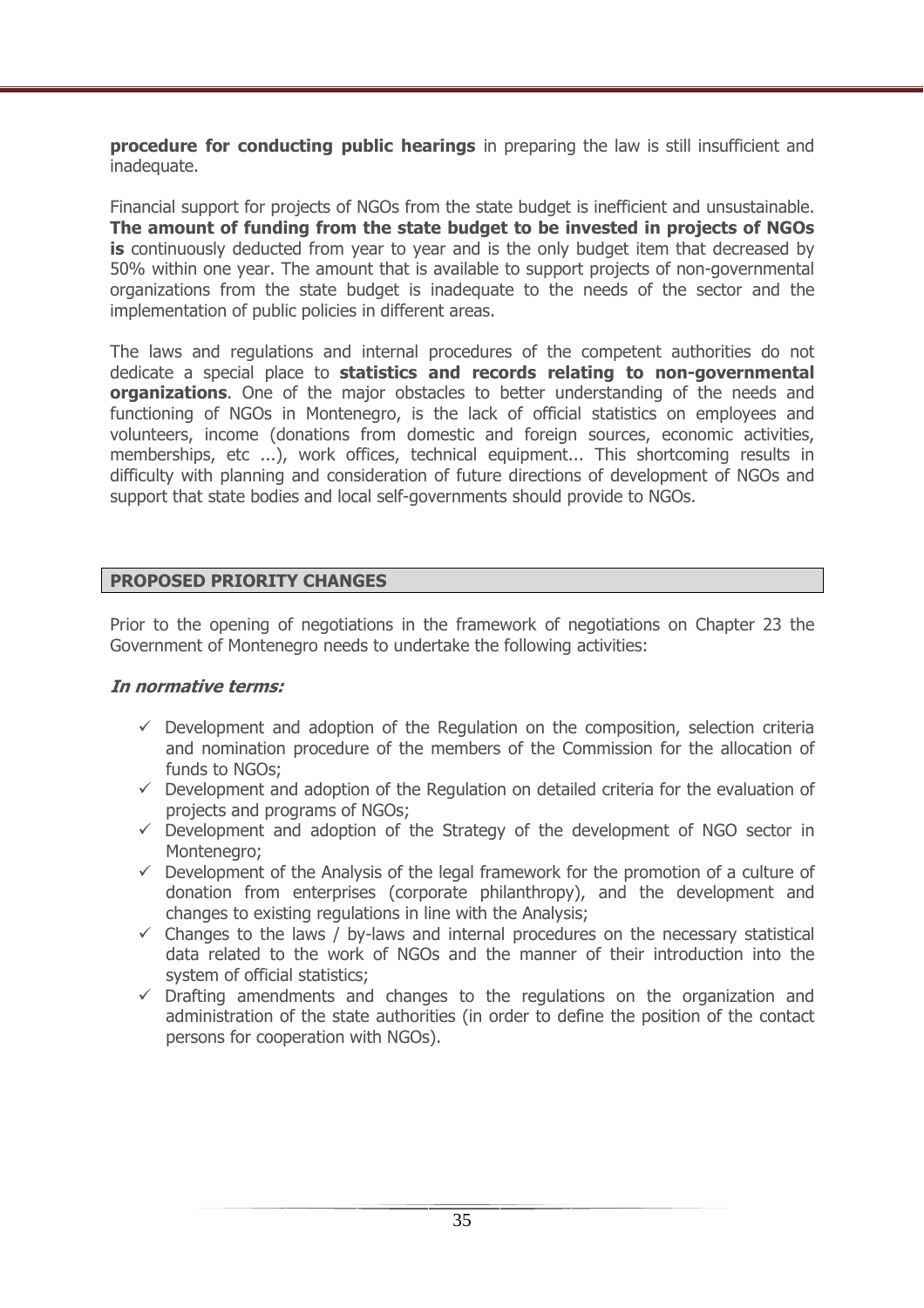**procedure for conducting public hearings** in preparing the law is still insufficient and inadequate.

Financial support for projects of NGOs from the state budget is inefficient and unsustainable. **The amount of funding from the state budget to be invested in projects of NGOs is** continuously deducted from year to year and is the only budget item that decreased by 50% within one year. The amount that is available to support projects of non-governmental organizations from the state budget is inadequate to the needs of the sector and the implementation of public policies in different areas.

The laws and regulations and internal procedures of the competent authorities do not dedicate a special place to **statistics and records relating to non-governmental organizations**. One of the major obstacles to better understanding of the needs and functioning of NGOs in Montenegro, is the lack of official statistics on employees and volunteers, income (donations from domestic and foreign sources, economic activities, memberships, etc ...), work offices, technical equipment... This shortcoming results in difficulty with planning and consideration of future directions of development of NGOs and support that state bodies and local self-governments should provide to NGOs.

## PROPOSED PRIORITY CHANGES

Prior to the opening of negotiations in the framework of negotiations on Chapter 23 the Government of Montenegro needs to undertake the following activities:

***In normative terms:***

- ✓ Development and adoption of the Regulation on the composition, selection criteria and nomination procedure of the members of the Commission for the allocation of funds to NGOs;
- ✓ Development and adoption of the Regulation on detailed criteria for the evaluation of projects and programs of NGOs;
- ✓ Development and adoption of the Strategy of the development of NGO sector in Montenegro;
- ✓ Development of the Analysis of the legal framework for the promotion of a culture of donation from enterprises (corporate philanthropy), and the development and changes to existing regulations in line with the Analysis;
- ✓ Changes to the laws / by-laws and internal procedures on the necessary statistical data related to the work of NGOs and the manner of their introduction into the system of official statistics;
- ✓ Drafting amendments and changes to the regulations on the organization and administration of the state authorities (in order to define the position of the contact persons for cooperation with NGOs).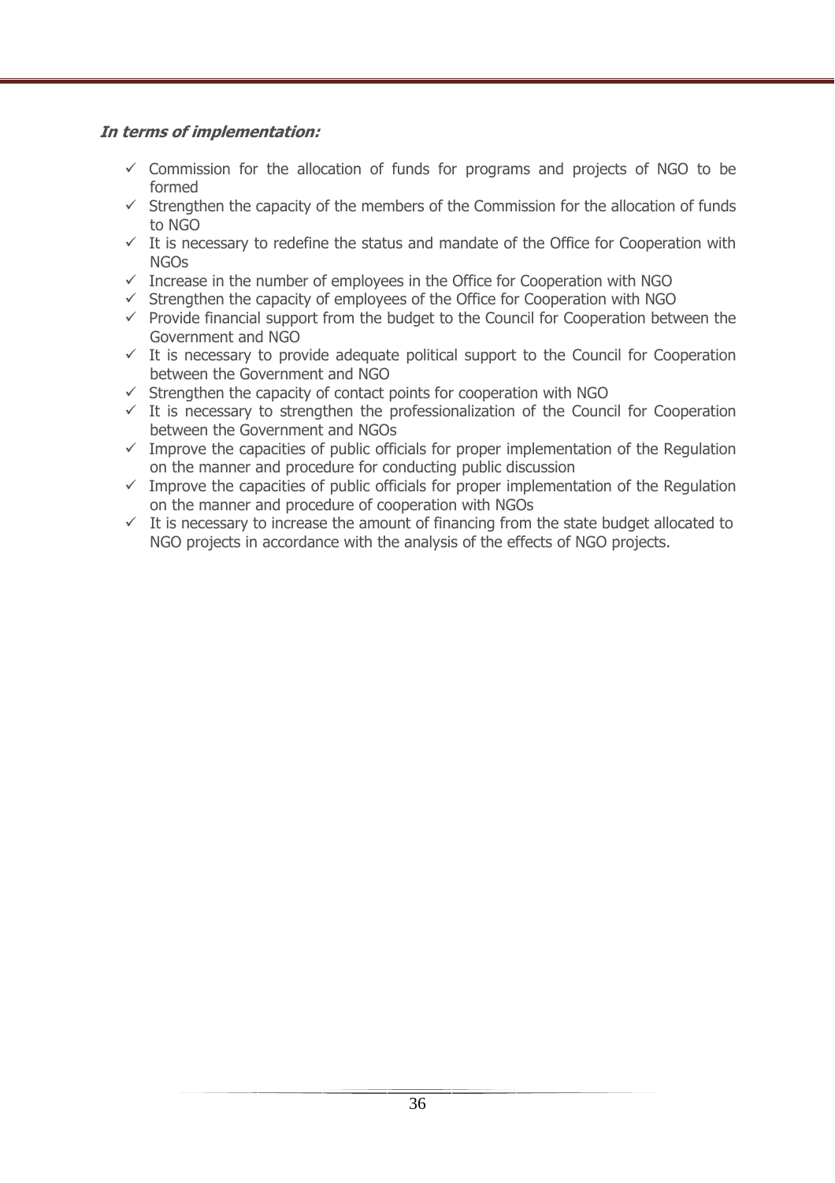***In terms of implementation:***

- ✓ Commission for the allocation of funds for programs and projects of NGO to be formed
- ✓ Strengthen the capacity of the members of the Commission for the allocation of funds to NGO
- ✓ It is necessary to redefine the status and mandate of the Office for Cooperation with NGOs
- ✓ Increase in the number of employees in the Office for Cooperation with NGO
- ✓ Strengthen the capacity of employees of the Office for Cooperation with NGO
- ✓ Provide financial support from the budget to the Council for Cooperation between the Government and NGO
- ✓ It is necessary to provide adequate political support to the Council for Cooperation between the Government and NGO
- ✓ Strengthen the capacity of contact points for cooperation with NGO
- ✓ It is necessary to strengthen the professionalization of the Council for Cooperation between the Government and NGOs
- ✓ Improve the capacities of public officials for proper implementation of the Regulation on the manner and procedure for conducting public discussion
- ✓ Improve the capacities of public officials for proper implementation of the Regulation on the manner and procedure of cooperation with NGOs
- ✓ It is necessary to increase the amount of financing from the state budget allocated to NGO projects in accordance with the analysis of the effects of NGO projects.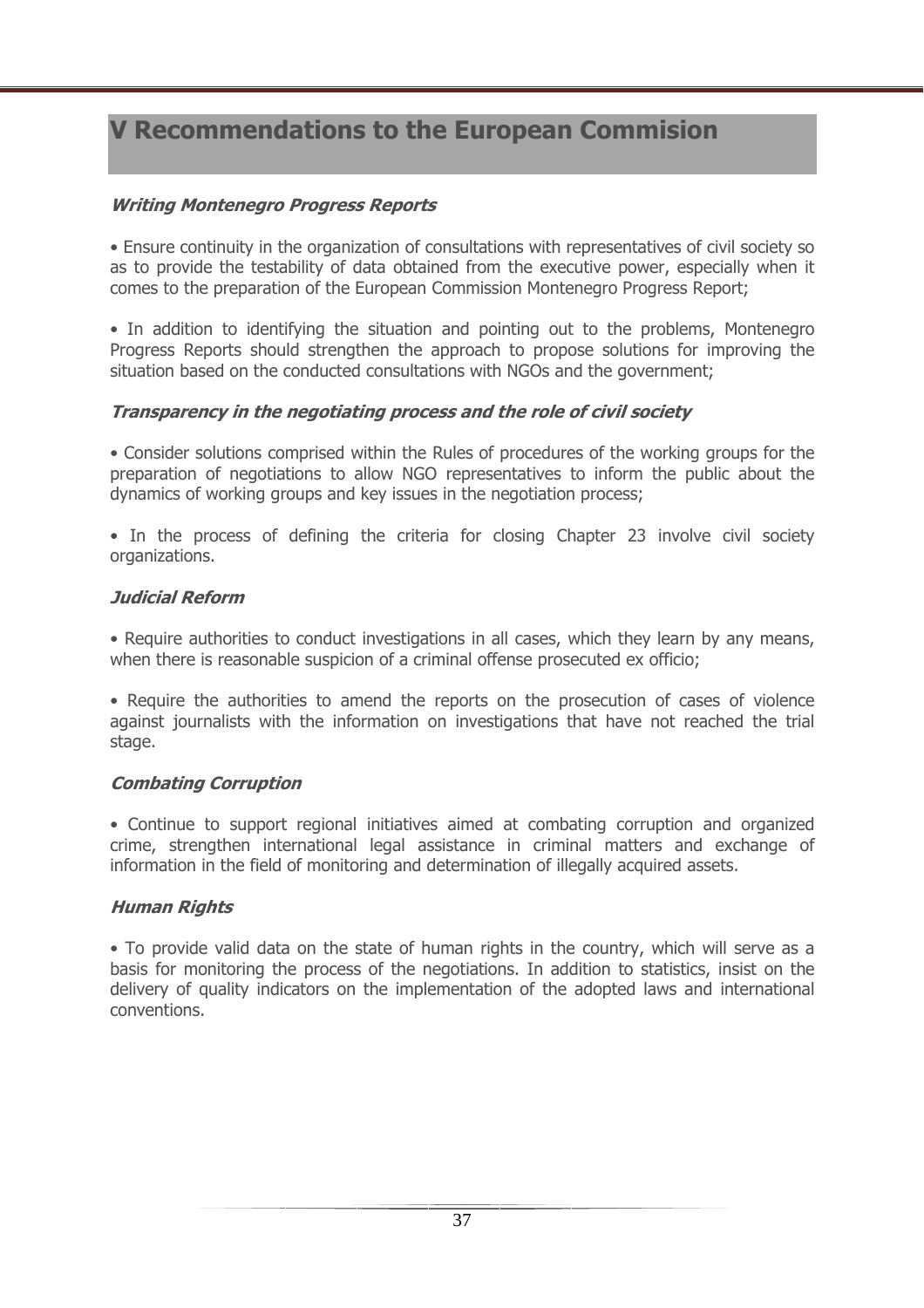# V Recommendations to the European Commision

### *Writing Montenegro Progress Reports*

• Ensure continuity in the organization of consultations with representatives of civil society so as to provide the testability of data obtained from the executive power, especially when it comes to the preparation of the European Commission Montenegro Progress Report;

• In addition to identifying the situation and pointing out to the problems, Montenegro Progress Reports should strengthen the approach to propose solutions for improving the situation based on the conducted consultations with NGOs and the government;

### *Transparency in the negotiating process and the role of civil society*

• Consider solutions comprised within the Rules of procedures of the working groups for the preparation of negotiations to allow NGO representatives to inform the public about the dynamics of working groups and key issues in the negotiation process;

• In the process of defining the criteria for closing Chapter 23 involve civil society organizations.

### *Judicial Reform*

• Require authorities to conduct investigations in all cases, which they learn by any means, when there is reasonable suspicion of a criminal offense prosecuted ex officio;

• Require the authorities to amend the reports on the prosecution of cases of violence against journalists with the information on investigations that have not reached the trial stage.

### *Combating Corruption*

• Continue to support regional initiatives aimed at combating corruption and organized crime, strengthen international legal assistance in criminal matters and exchange of information in the field of monitoring and determination of illegally acquired assets.

### *Human Rights*

• To provide valid data on the state of human rights in the country, which will serve as a basis for monitoring the process of the negotiations. In addition to statistics, insist on the delivery of quality indicators on the implementation of the adopted laws and international conventions.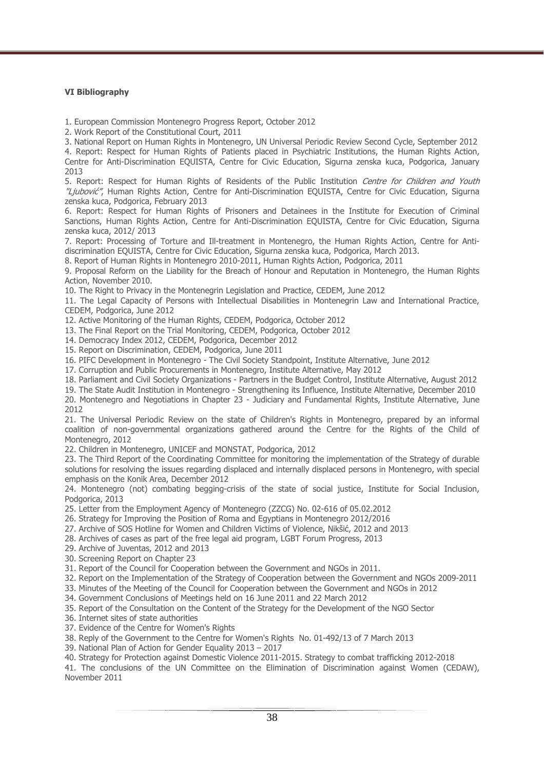### VI Bibliography

1. European Commission Montenegro Progress Report, October 2012
2. Work Report of the Constitutional Court, 2011
3. National Report on Human Rights in Montenegro, UN Universal Periodic Review Second Cycle, September 2012
4. Report: Respect for Human Rights of Patients placed in Psychiatric Institutions, the Human Rights Action, Centre for Anti-Discrimination EQUISTA, Centre for Civic Education, Sigurna zenska kuca, Podgorica, January 2013
5. Report: Respect for Human Rights of Residents of the Public Institution *Centre for Children and Youth "Ljubović"*, Human Rights Action, Centre for Anti-Discrimination EQUISTA, Centre for Civic Education, Sigurna zenska kuca, Podgorica, February 2013
6. Report: Respect for Human Rights of Prisoners and Detainees in the Institute for Execution of Criminal Sanctions, Human Rights Action, Centre for Anti-Discrimination EQUISTA, Centre for Civic Education, Sigurna zenska kuca, 2012/ 2013
7. Report: Processing of Torture and Ill-treatment in Montenegro, the Human Rights Action, Centre for Anti-discrimination EQUISTA, Centre for Civic Education, Sigurna zenska kuca, Podgorica, March 2013.
8. Report of Human Rights in Montenegro 2010-2011, Human Rights Action, Podgorica, 2011
9. Proposal Reform on the Liability for the Breach of Honour and Reputation in Montenegro, the Human Rights Action, November 2010.
10. The Right to Privacy in the Montenegrin Legislation and Practice, CEDEM, June 2012
11. The Legal Capacity of Persons with Intellectual Disabilities in Montenegrin Law and International Practice, CEDEM, Podgorica, June 2012
12. Active Monitoring of the Human Rights, CEDEM, Podgorica, October 2012
13. The Final Report on the Trial Monitoring, CEDEM, Podgorica, October 2012
14. Democracy Index 2012, CEDEM, Podgorica, December 2012
15. Report on Discrimination, CEDEM, Podgorica, June 2011
16. PIFC Development in Montenegro - The Civil Society Standpoint, Institute Alternative, June 2012
17. Corruption and Public Procurements in Montenegro, Institute Alternative, May 2012
18. Parliament and Civil Society Organizations - Partners in the Budget Control, Institute Alternative, August 2012
19. The State Audit Institution in Montenegro - Strengthening its Influence, Institute Alternative, December 2010
20. Montenegro and Negotiations in Chapter 23 - Judiciary and Fundamental Rights, Institute Alternative, June 2012
21. The Universal Periodic Review on the state of Children's Rights in Montenegro, prepared by an informal coalition of non-governmental organizations gathered around the Centre for the Rights of the Child of Montenegro, 2012
22. Children in Montenegro, UNICEF and MONSTAT, Podgorica, 2012
23. The Third Report of the Coordinating Committee for monitoring the implementation of the Strategy of durable solutions for resolving the issues regarding displaced and internally displaced persons in Montenegro, with special emphasis on the Konik Area, December 2012
24. Montenegro (not) combating begging-crisis of the state of social justice, Institute for Social Inclusion, Podgorica, 2013
25. Letter from the Employment Agency of Montenegro (ZZCG) No. 02-616 of 05.02.2012
26. Strategy for Improving the Position of Roma and Egyptians in Montenegro 2012/2016
27. Archive of SOS Hotline for Women and Children Victims of Violence, Nikšić, 2012 and 2013
28. Archives of cases as part of the free legal aid program, LGBT Forum Progress, 2013
29. Archive of Juventas, 2012 and 2013
30. Screening Report on Chapter 23
31. Report of the Council for Cooperation between the Government and NGOs in 2011.
32. Report on the Implementation of the Strategy of Cooperation between the Government and NGOs 2009-2011
33. Minutes of the Meeting of the Council for Cooperation between the Government and NGOs in 2012
34. Government Conclusions of Meetings held on 16 June 2011 and 22 March 2012
35. Report of the Consultation on the Content of the Strategy for the Development of the NGO Sector
36. Internet sites of state authorities
37. Evidence of the Centre for Women's Rights
38. Reply of the Government to the Centre for Women's Rights No. 01-492/13 of 7 March 2013
39. National Plan of Action for Gender Equality 2013 – 2017
40. Strategy for Protection against Domestic Violence 2011-2015. Strategy to combat trafficking 2012-2018
41. The conclusions of the UN Committee on the Elimination of Discrimination against Women (CEDAW), November 2011